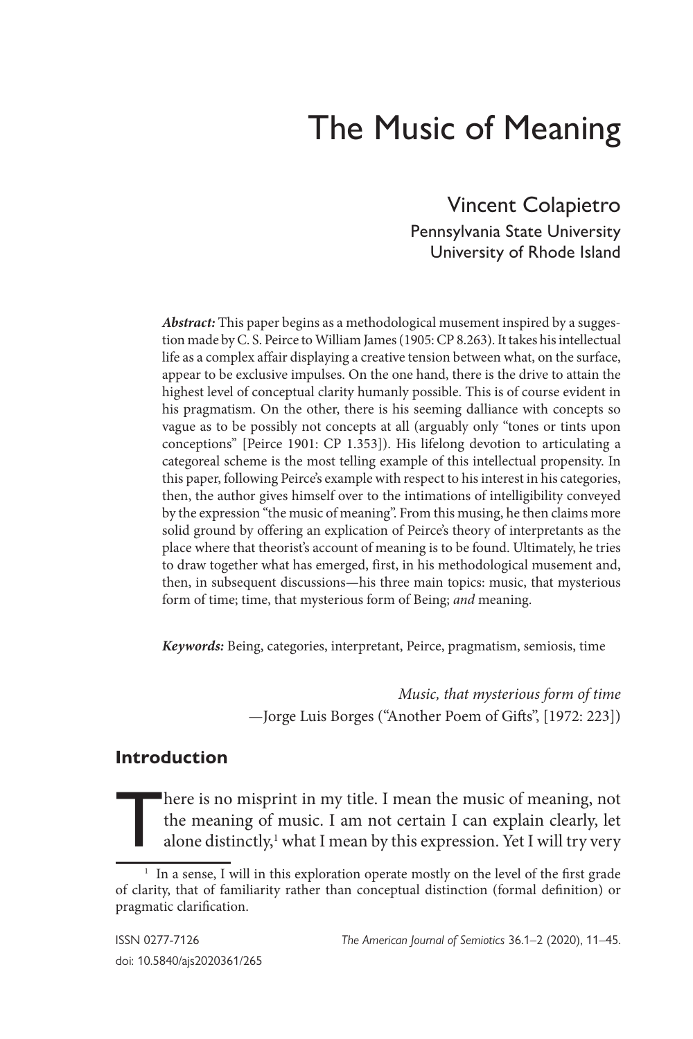# The Music of Meaning

Vincent Colapietro
Pennsylvania State University
University of Rhode Island

***Abstract:*** This paper begins as a methodological musement inspired by a suggestion made by C. S. Peirce to William James (1905: CP 8.263). It takes his intellectual life as a complex affair displaying a creative tension between what, on the surface, appear to be exclusive impulses. On the one hand, there is the drive to attain the highest level of conceptual clarity humanly possible. This is of course evident in his pragmatism. On the other, there is his seeming dalliance with concepts so vague as to be possibly not concepts at all (arguably only "tones or tints upon conceptions" [Peirce 1901: CP 1.353]). His lifelong devotion to articulating a categoreal scheme is the most telling example of this intellectual propensity. In this paper, following Peirce's example with respect to his interest in his categories, then, the author gives himself over to the intimations of intelligibility conveyed by the expression "the music of meaning". From this musing, he then claims more solid ground by offering an explication of Peirce's theory of interpretants as the place where that theorist's account of meaning is to be found. Ultimately, he tries to draw together what has emerged, first, in his methodological musement and, then, in subsequent discussions—his three main topics: music, that mysterious form of time; time, that mysterious form of Being; *and* meaning.

***Keywords:*** Being, categories, interpretant, Peirce, pragmatism, semiosis, time

*Music, that mysterious form of time*
—Jorge Luis Borges ("Another Poem of Gifts", [1972: 223])

## Introduction

There is no misprint in my title. I mean the music of meaning, not the meaning of music. I am not certain I can explain clearly, let alone distinctly,[1] what I mean by this expression. Yet I will try very

[1] In a sense, I will in this exploration operate mostly on the level of the first grade of clarity, that of familiarity rather than conceptual distinction (formal definition) or pragmatic clarification.

ISSN 0277-7126
doi: 10.5840/ajs2020361/265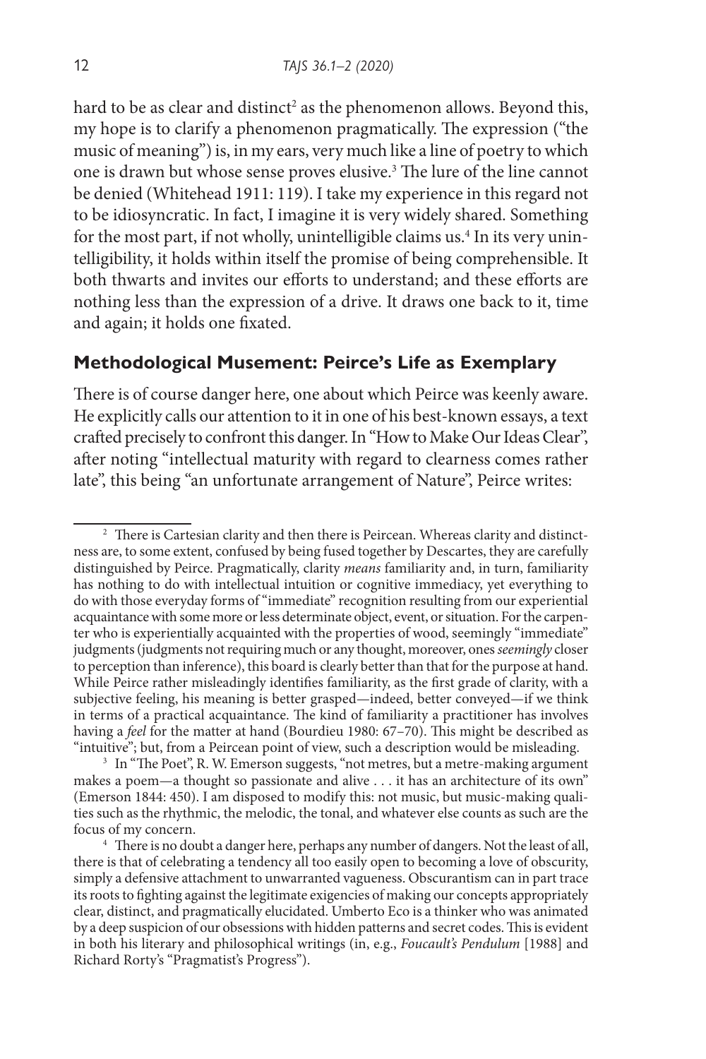hard to be as clear and distinct[2] as the phenomenon allows. Beyond this, my hope is to clarify a phenomenon pragmatically. The expression ("the music of meaning") is, in my ears, very much like a line of poetry to which one is drawn but whose sense proves elusive.[3] The lure of the line cannot be denied (Whitehead 1911: 119). I take my experience in this regard not to be idiosyncratic. In fact, I imagine it is very widely shared. Something for the most part, if not wholly, unintelligible claims us.[4] In its very unintelligibility, it holds within itself the promise of being comprehensible. It both thwarts and invites our efforts to understand; and these efforts are nothing less than the expression of a drive. It draws one back to it, time and again; it holds one fixated.

## Methodological Musement: Peirce's Life as Exemplary

There is of course danger here, one about which Peirce was keenly aware. He explicitly calls our attention to it in one of his best-known essays, a text crafted precisely to confront this danger. In "How to Make Our Ideas Clear", after noting "intellectual maturity with regard to clearness comes rather late", this being "an unfortunate arrangement of Nature", Peirce writes:

---

[2] There is Cartesian clarity and then there is Peircean. Whereas clarity and distinctness are, to some extent, confused by being fused together by Descartes, they are carefully distinguished by Peirce. Pragmatically, clarity *means* familiarity and, in turn, familiarity has nothing to do with intellectual intuition or cognitive immediacy, yet everything to do with those everyday forms of "immediate" recognition resulting from our experiential acquaintance with some more or less determinate object, event, or situation. For the carpenter who is experientially acquainted with the properties of wood, seemingly "immediate" judgments (judgments not requiring much or any thought, moreover, ones *seemingly* closer to perception than inference), this board is clearly better than that for the purpose at hand. While Peirce rather misleadingly identifies familiarity, as the first grade of clarity, with a subjective feeling, his meaning is better grasped—indeed, better conveyed—if we think in terms of a practical acquaintance. The kind of familiarity a practitioner has involves having a *feel* for the matter at hand (Bourdieu 1980: 67–70). This might be described as "intuitive"; but, from a Peircean point of view, such a description would be misleading.

[3] In "The Poet", R. W. Emerson suggests, "not metres, but a metre-making argument makes a poem—a thought so passionate and alive . . . it has an architecture of its own" (Emerson 1844: 450). I am disposed to modify this: not music, but music-making qualities such as the rhythmic, the melodic, the tonal, and whatever else counts as such are the focus of my concern.

[4] There is no doubt a danger here, perhaps any number of dangers. Not the least of all, there is that of celebrating a tendency all too easily open to becoming a love of obscurity, simply a defensive attachment to unwarranted vagueness. Obscurantism can in part trace its roots to fighting against the legitimate exigencies of making our concepts appropriately clear, distinct, and pragmatically elucidated. Umberto Eco is a thinker who was animated by a deep suspicion of our obsessions with hidden patterns and secret codes. This is evident in both his literary and philosophical writings (in, e.g., *Foucault's Pendulum* [1988] and Richard Rorty's "Pragmatist's Progress").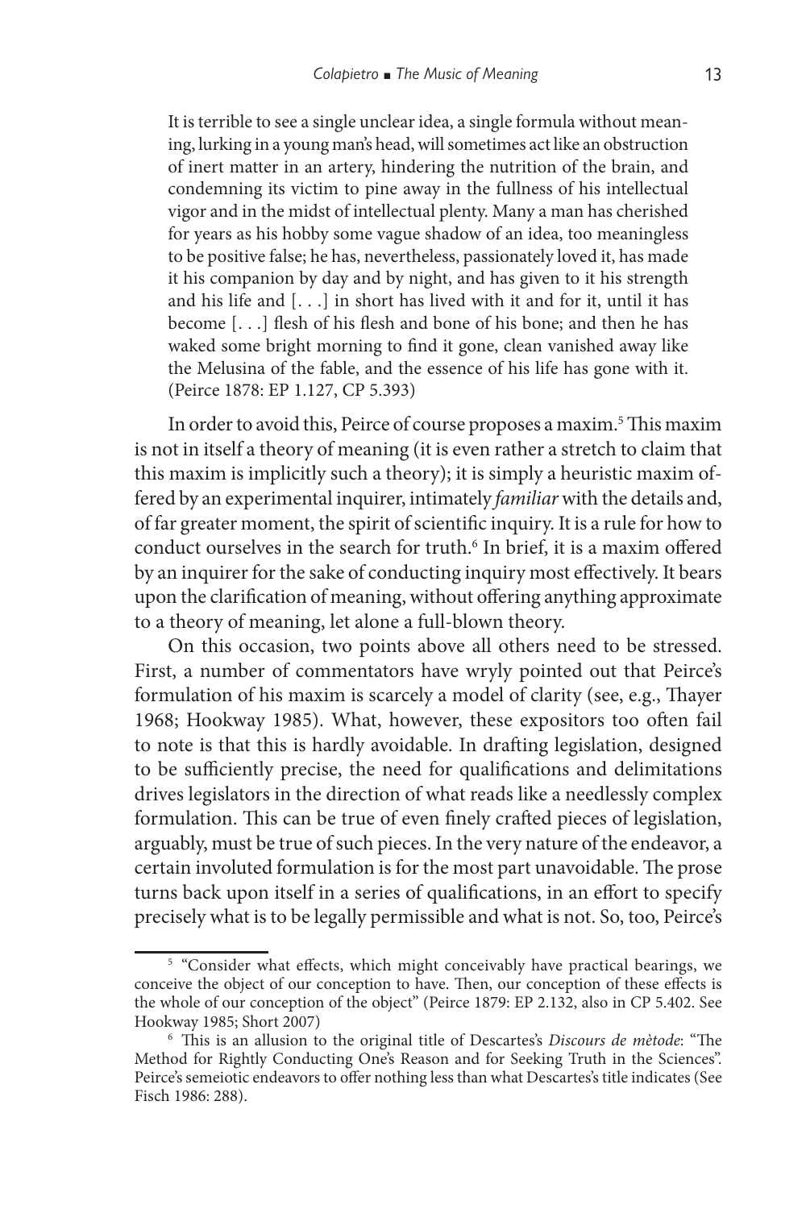> It is terrible to see a single unclear idea, a single formula without meaning, lurking in a young man's head, will sometimes act like an obstruction of inert matter in an artery, hindering the nutrition of the brain, and condemning its victim to pine away in the fullness of his intellectual vigor and in the midst of intellectual plenty. Many a man has cherished for years as his hobby some vague shadow of an idea, too meaningless to be positive false; he has, nevertheless, passionately loved it, has made it his companion by day and by night, and has given to it his strength and his life and [. . .] in short has lived with it and for it, until it has become [. . .] flesh of his flesh and bone of his bone; and then he has waked some bright morning to find it gone, clean vanished away like the Melusina of the fable, and the essence of his life has gone with it. (Peirce 1878: EP 1.127, CP 5.393)

In order to avoid this, Peirce of course proposes a maxim.[5] This maxim is not in itself a theory of meaning (it is even rather a stretch to claim that this maxim is implicitly such a theory); it is simply a heuristic maxim offered by an experimental inquirer, intimately *familiar* with the details and, of far greater moment, the spirit of scientific inquiry. It is a rule for how to conduct ourselves in the search for truth.[6] In brief, it is a maxim offered by an inquirer for the sake of conducting inquiry most effectively. It bears upon the clarification of meaning, without offering anything approximate to a theory of meaning, let alone a full-blown theory.

On this occasion, two points above all others need to be stressed. First, a number of commentators have wryly pointed out that Peirce's formulation of his maxim is scarcely a model of clarity (see, e.g., Thayer 1968; Hookway 1985). What, however, these expositors too often fail to note is that this is hardly avoidable. In drafting legislation, designed to be sufficiently precise, the need for qualifications and delimitations drives legislators in the direction of what reads like a needlessly complex formulation. This can be true of even finely crafted pieces of legislation, arguably, must be true of such pieces. In the very nature of the endeavor, a certain involuted formulation is for the most part unavoidable. The prose turns back upon itself in a series of qualifications, in an effort to specify precisely what is to be legally permissible and what is not. So, too, Peirce's

---

[5] "Consider what effects, which might conceivably have practical bearings, we conceive the object of our conception to have. Then, our conception of these effects is the whole of our conception of the object" (Peirce 1879: EP 2.132, also in CP 5.402. See Hookway 1985; Short 2007)

[6] This is an allusion to the original title of Descartes's *Discours de mètode*: "The Method for Rightly Conducting One's Reason and for Seeking Truth in the Sciences". Peirce's semeiotic endeavors to offer nothing less than what Descartes's title indicates (See Fisch 1986: 288).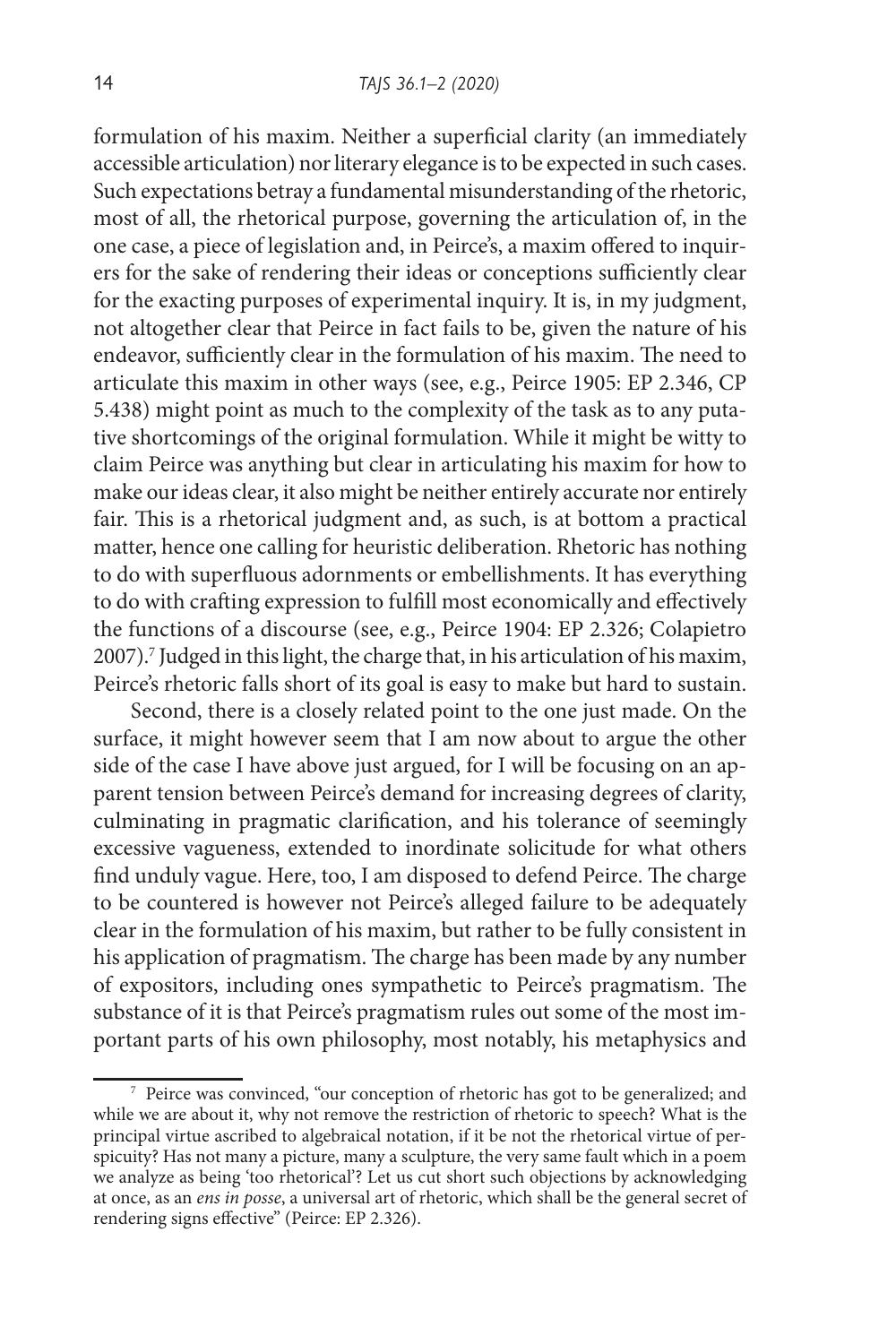formulation of his maxim. Neither a superficial clarity (an immediately accessible articulation) nor literary elegance is to be expected in such cases. Such expectations betray a fundamental misunderstanding of the rhetoric, most of all, the rhetorical purpose, governing the articulation of, in the one case, a piece of legislation and, in Peirce's, a maxim offered to inquirers for the sake of rendering their ideas or conceptions sufficiently clear for the exacting purposes of experimental inquiry. It is, in my judgment, not altogether clear that Peirce in fact fails to be, given the nature of his endeavor, sufficiently clear in the formulation of his maxim. The need to articulate this maxim in other ways (see, e.g., Peirce 1905: EP 2.346, CP 5.438) might point as much to the complexity of the task as to any putative shortcomings of the original formulation. While it might be witty to claim Peirce was anything but clear in articulating his maxim for how to make our ideas clear, it also might be neither entirely accurate nor entirely fair. This is a rhetorical judgment and, as such, is at bottom a practical matter, hence one calling for heuristic deliberation. Rhetoric has nothing to do with superfluous adornments or embellishments. It has everything to do with crafting expression to fulfill most economically and effectively the functions of a discourse (see, e.g., Peirce 1904: EP 2.326; Colapietro 2007).[7] Judged in this light, the charge that, in his articulation of his maxim, Peirce's rhetoric falls short of its goal is easy to make but hard to sustain.

Second, there is a closely related point to the one just made. On the surface, it might however seem that I am now about to argue the other side of the case I have above just argued, for I will be focusing on an apparent tension between Peirce's demand for increasing degrees of clarity, culminating in pragmatic clarification, and his tolerance of seemingly excessive vagueness, extended to inordinate solicitude for what others find unduly vague. Here, too, I am disposed to defend Peirce. The charge to be countered is however not Peirce's alleged failure to be adequately clear in the formulation of his maxim, but rather to be fully consistent in his application of pragmatism. The charge has been made by any number of expositors, including ones sympathetic to Peirce's pragmatism. The substance of it is that Peirce's pragmatism rules out some of the most important parts of his own philosophy, most notably, his metaphysics and

[7] Peirce was convinced, "our conception of rhetoric has got to be generalized; and while we are about it, why not remove the restriction of rhetoric to speech? What is the principal virtue ascribed to algebraical notation, if it be not the rhetorical virtue of perspicuity? Has not many a picture, many a sculpture, the very same fault which in a poem we analyze as being 'too rhetorical'? Let us cut short such objections by acknowledging at once, as an *ens in posse*, a universal art of rhetoric, which shall be the general secret of rendering signs effective" (Peirce: EP 2.326).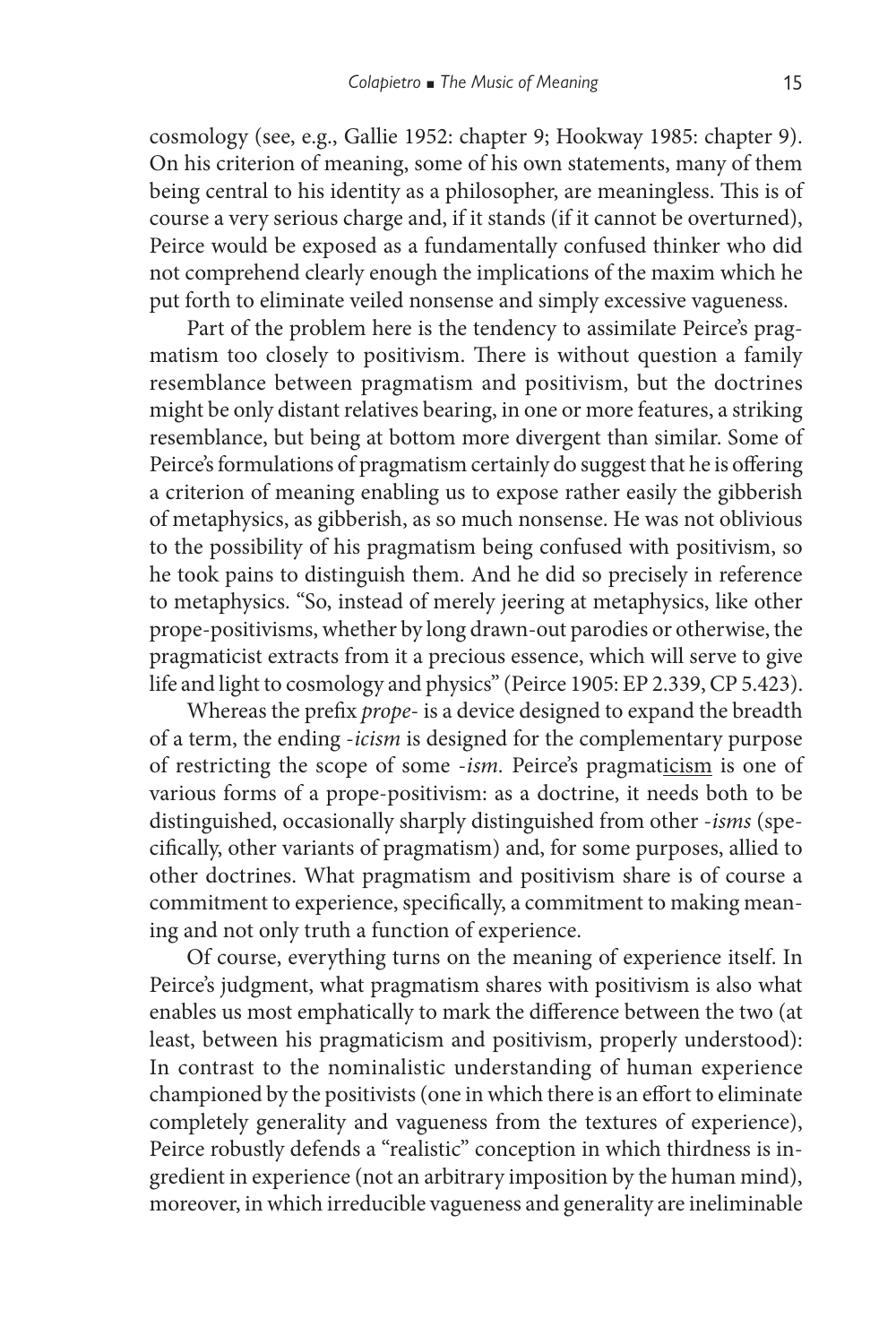cosmology (see, e.g., Gallie 1952: chapter 9; Hookway 1985: chapter 9). On his criterion of meaning, some of his own statements, many of them being central to his identity as a philosopher, are meaningless. This is of course a very serious charge and, if it stands (if it cannot be overturned), Peirce would be exposed as a fundamentally confused thinker who did not comprehend clearly enough the implications of the maxim which he put forth to eliminate veiled nonsense and simply excessive vagueness.

Part of the problem here is the tendency to assimilate Peirce's pragmatism too closely to positivism. There is without question a family resemblance between pragmatism and positivism, but the doctrines might be only distant relatives bearing, in one or more features, a striking resemblance, but being at bottom more divergent than similar. Some of Peirce's formulations of pragmatism certainly do suggest that he is offering a criterion of meaning enabling us to expose rather easily the gibberish of metaphysics, as gibberish, as so much nonsense. He was not oblivious to the possibility of his pragmatism being confused with positivism, so he took pains to distinguish them. And he did so precisely in reference to metaphysics. "So, instead of merely jeering at metaphysics, like other prope-positivisms, whether by long drawn-out parodies or otherwise, the pragmaticist extracts from it a precious essence, which will serve to give life and light to cosmology and physics" (Peirce 1905: EP 2.339, CP 5.423).

Whereas the prefix *prope-* is a device designed to expand the breadth of a term, the ending *-icism* is designed for the complementary purpose of restricting the scope of some *-ism*. Peirce's pragmat<u>icism</u> is one of various forms of a prope-positivism: as a doctrine, it needs both to be distinguished, occasionally sharply distinguished from other *-isms* (specifically, other variants of pragmatism) and, for some purposes, allied to other doctrines. What pragmatism and positivism share is of course a commitment to experience, specifically, a commitment to making meaning and not only truth a function of experience.

Of course, everything turns on the meaning of experience itself. In Peirce's judgment, what pragmatism shares with positivism is also what enables us most emphatically to mark the difference between the two (at least, between his pragmaticism and positivism, properly understood): In contrast to the nominalistic understanding of human experience championed by the positivists (one in which there is an effort to eliminate completely generality and vagueness from the textures of experience), Peirce robustly defends a "realistic" conception in which thirdness is ingredient in experience (not an arbitrary imposition by the human mind), moreover, in which irreducible vagueness and generality are ineliminable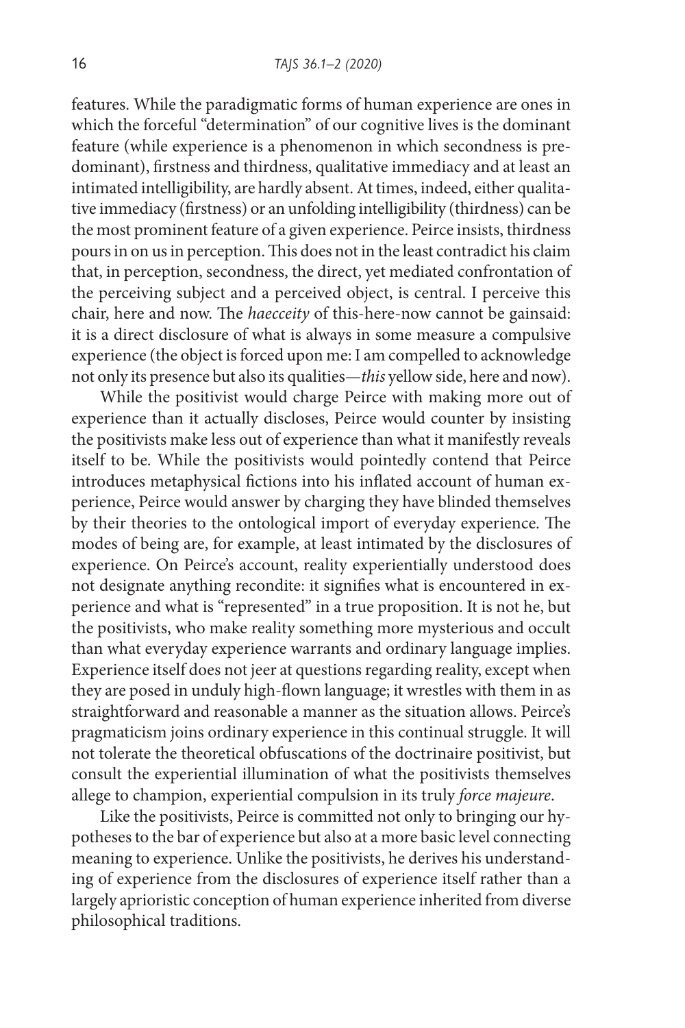features. While the paradigmatic forms of human experience are ones in which the forceful "determination" of our cognitive lives is the dominant feature (while experience is a phenomenon in which secondness is predominant), firstness and thirdness, qualitative immediacy and at least an intimated intelligibility, are hardly absent. At times, indeed, either qualitative immediacy (firstness) or an unfolding intelligibility (thirdness) can be the most prominent feature of a given experience. Peirce insists, thirdness pours in on us in perception. This does not in the least contradict his claim that, in perception, secondness, the direct, yet mediated confrontation of the perceiving subject and a perceived object, is central. I perceive this chair, here and now. The *haecceity* of this-here-now cannot be gainsaid: it is a direct disclosure of what is always in some measure a compulsive experience (the object is forced upon me: I am compelled to acknowledge not only its presence but also its qualities—*this* yellow side, here and now).

While the positivist would charge Peirce with making more out of experience than it actually discloses, Peirce would counter by insisting the positivists make less out of experience than what it manifestly reveals itself to be. While the positivists would pointedly contend that Peirce introduces metaphysical fictions into his inflated account of human experience, Peirce would answer by charging they have blinded themselves by their theories to the ontological import of everyday experience. The modes of being are, for example, at least intimated by the disclosures of experience. On Peirce's account, reality experientially understood does not designate anything recondite: it signifies what is encountered in experience and what is "represented" in a true proposition. It is not he, but the positivists, who make reality something more mysterious and occult than what everyday experience warrants and ordinary language implies. Experience itself does not jeer at questions regarding reality, except when they are posed in unduly high-flown language; it wrestles with them in as straightforward and reasonable a manner as the situation allows. Peirce's pragmaticism joins ordinary experience in this continual struggle. It will not tolerate the theoretical obfuscations of the doctrinaire positivist, but consult the experiential illumination of what the positivists themselves allege to champion, experiential compulsion in its truly *force majeure*.

Like the positivists, Peirce is committed not only to bringing our hypotheses to the bar of experience but also at a more basic level connecting meaning to experience. Unlike the positivists, he derives his understanding of experience from the disclosures of experience itself rather than a largely aprioristic conception of human experience inherited from diverse philosophical traditions.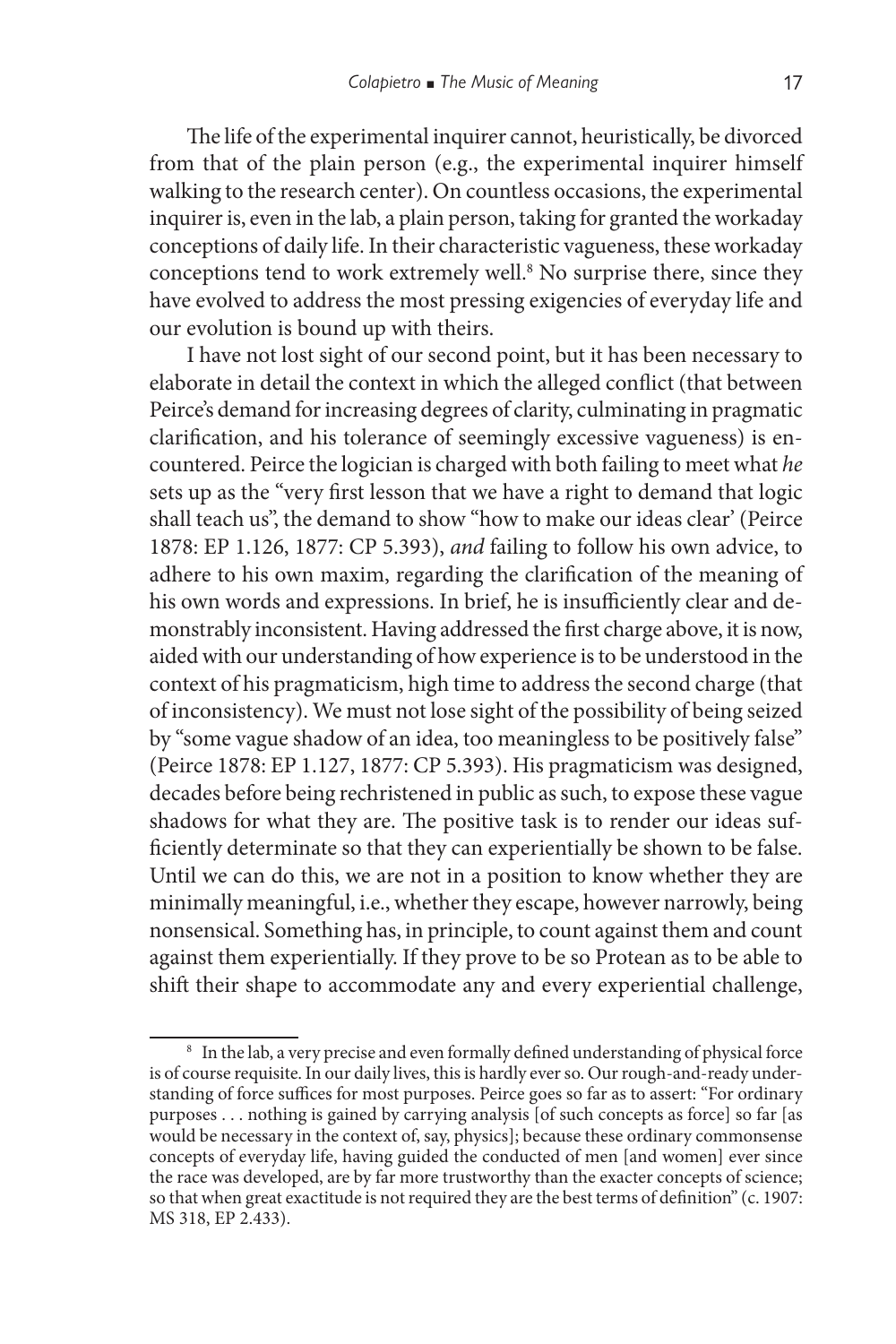The life of the experimental inquirer cannot, heuristically, be divorced from that of the plain person (e.g., the experimental inquirer himself walking to the research center). On countless occasions, the experimental inquirer is, even in the lab, a plain person, taking for granted the workaday conceptions of daily life. In their characteristic vagueness, these workaday conceptions tend to work extremely well.[8] No surprise there, since they have evolved to address the most pressing exigencies of everyday life and our evolution is bound up with theirs.

I have not lost sight of our second point, but it has been necessary to elaborate in detail the context in which the alleged conflict (that between Peirce's demand for increasing degrees of clarity, culminating in pragmatic clarification, and his tolerance of seemingly excessive vagueness) is encountered. Peirce the logician is charged with both failing to meet what *he* sets up as the "very first lesson that we have a right to demand that logic shall teach us", the demand to show "how to make our ideas clear' (Peirce 1878: EP 1.126, 1877: CP 5.393), *and* failing to follow his own advice, to adhere to his own maxim, regarding the clarification of the meaning of his own words and expressions. In brief, he is insufficiently clear and demonstrably inconsistent. Having addressed the first charge above, it is now, aided with our understanding of how experience is to be understood in the context of his pragmaticism, high time to address the second charge (that of inconsistency). We must not lose sight of the possibility of being seized by "some vague shadow of an idea, too meaningless to be positively false" (Peirce 1878: EP 1.127, 1877: CP 5.393). His pragmaticism was designed, decades before being rechristened in public as such, to expose these vague shadows for what they are. The positive task is to render our ideas sufficiently determinate so that they can experientially be shown to be false. Until we can do this, we are not in a position to know whether they are minimally meaningful, i.e., whether they escape, however narrowly, being nonsensical. Something has, in principle, to count against them and count against them experientially. If they prove to be so Protean as to be able to shift their shape to accommodate any and every experiential challenge,

---

[8] In the lab, a very precise and even formally defined understanding of physical force is of course requisite. In our daily lives, this is hardly ever so. Our rough-and-ready understanding of force suffices for most purposes. Peirce goes so far as to assert: "For ordinary purposes . . . nothing is gained by carrying analysis [of such concepts as force] so far [as would be necessary in the context of, say, physics]; because these ordinary commonsense concepts of everyday life, having guided the conducted of men [and women] ever since the race was developed, are by far more trustworthy than the exacter concepts of science; so that when great exactitude is not required they are the best terms of definition" (c. 1907: MS 318, EP 2.433).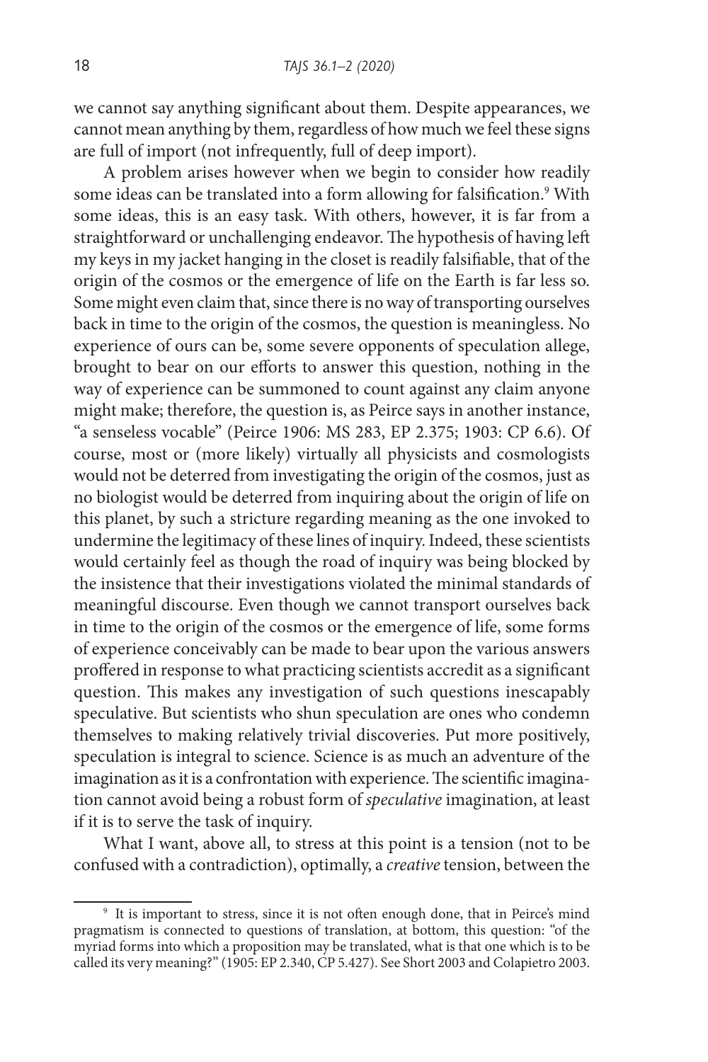we cannot say anything significant about them. Despite appearances, we cannot mean anything by them, regardless of how much we feel these signs are full of import (not infrequently, full of deep import).

A problem arises however when we begin to consider how readily some ideas can be translated into a form allowing for falsification.[9] With some ideas, this is an easy task. With others, however, it is far from a straightforward or unchallenging endeavor. The hypothesis of having left my keys in my jacket hanging in the closet is readily falsifiable, that of the origin of the cosmos or the emergence of life on the Earth is far less so. Some might even claim that, since there is no way of transporting ourselves back in time to the origin of the cosmos, the question is meaningless. No experience of ours can be, some severe opponents of speculation allege, brought to bear on our efforts to answer this question, nothing in the way of experience can be summoned to count against any claim anyone might make; therefore, the question is, as Peirce says in another instance, "a senseless vocable" (Peirce 1906: MS 283, EP 2.375; 1903: CP 6.6). Of course, most or (more likely) virtually all physicists and cosmologists would not be deterred from investigating the origin of the cosmos, just as no biologist would be deterred from inquiring about the origin of life on this planet, by such a stricture regarding meaning as the one invoked to undermine the legitimacy of these lines of inquiry. Indeed, these scientists would certainly feel as though the road of inquiry was being blocked by the insistence that their investigations violated the minimal standards of meaningful discourse. Even though we cannot transport ourselves back in time to the origin of the cosmos or the emergence of life, some forms of experience conceivably can be made to bear upon the various answers proffered in response to what practicing scientists accredit as a significant question. This makes any investigation of such questions inescapably speculative. But scientists who shun speculation are ones who condemn themselves to making relatively trivial discoveries. Put more positively, speculation is integral to science. Science is as much an adventure of the imagination as it is a confrontation with experience. The scientific imagination cannot avoid being a robust form of *speculative* imagination, at least if it is to serve the task of inquiry.

What I want, above all, to stress at this point is a tension (not to be confused with a contradiction), optimally, a *creative* tension, between the

[9] It is important to stress, since it is not often enough done, that in Peirce's mind pragmatism is connected to questions of translation, at bottom, this question: "of the myriad forms into which a proposition may be translated, what is that one which is to be called its very meaning?" (1905: EP 2.340, CP 5.427). See Short 2003 and Colapietro 2003.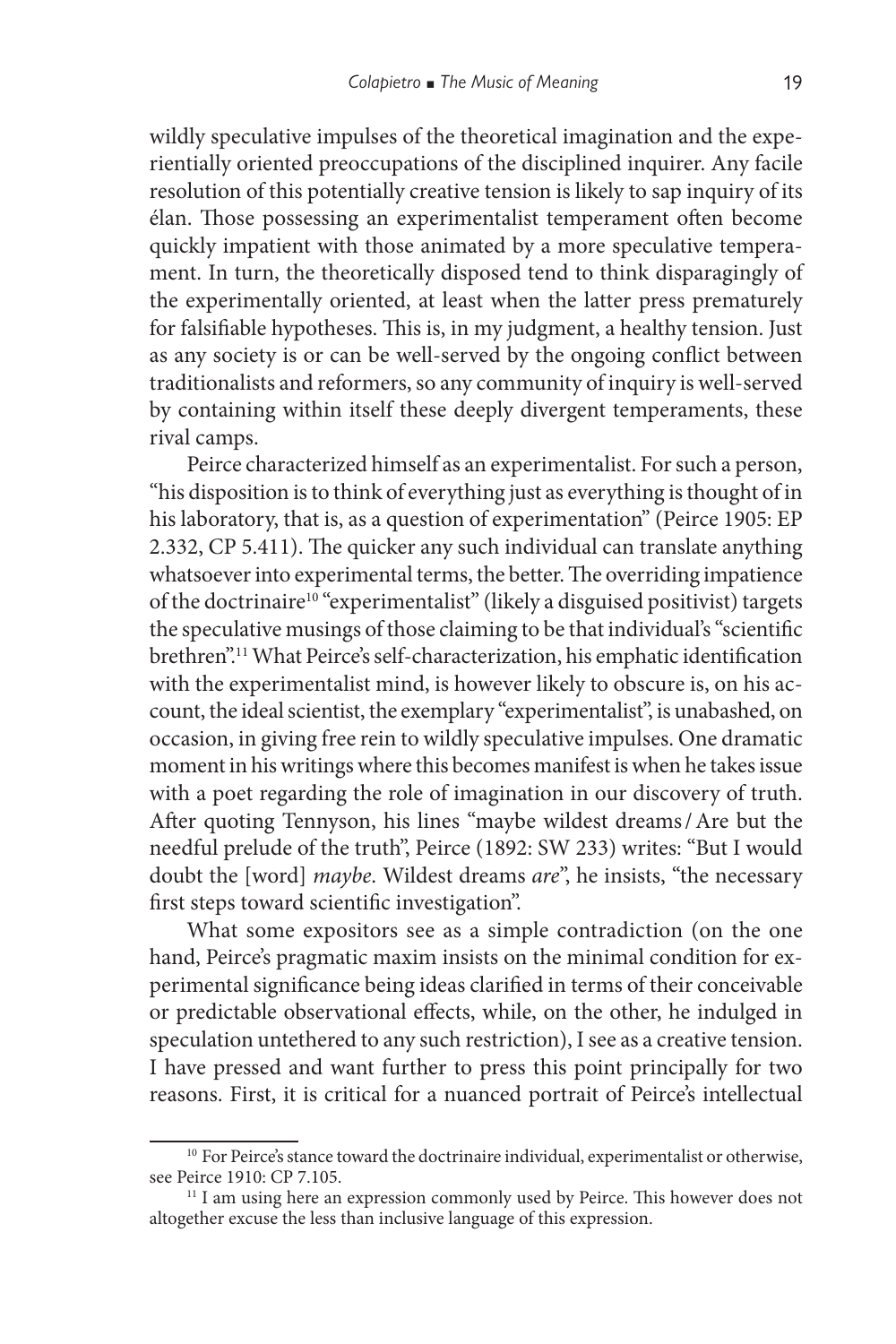wildly speculative impulses of the theoretical imagination and the experientially oriented preoccupations of the disciplined inquirer. Any facile resolution of this potentially creative tension is likely to sap inquiry of its élan. Those possessing an experimentalist temperament often become quickly impatient with those animated by a more speculative temperament. In turn, the theoretically disposed tend to think disparagingly of the experimentally oriented, at least when the latter press prematurely for falsifiable hypotheses. This is, in my judgment, a healthy tension. Just as any society is or can be well-served by the ongoing conflict between traditionalists and reformers, so any community of inquiry is well-served by containing within itself these deeply divergent temperaments, these rival camps.

Peirce characterized himself as an experimentalist. For such a person, "his disposition is to think of everything just as everything is thought of in his laboratory, that is, as a question of experimentation" (Peirce 1905: EP 2.332, CP 5.411). The quicker any such individual can translate anything whatsoever into experimental terms, the better. The overriding impatience of the doctrinaire[10] "experimentalist" (likely a disguised positivist) targets the speculative musings of those claiming to be that individual's "scientific brethren".[11] What Peirce's self-characterization, his emphatic identification with the experimentalist mind, is however likely to obscure is, on his account, the ideal scientist, the exemplary "experimentalist", is unabashed, on occasion, in giving free rein to wildly speculative impulses. One dramatic moment in his writings where this becomes manifest is when he takes issue with a poet regarding the role of imagination in our discovery of truth. After quoting Tennyson, his lines "maybe wildest dreams / Are but the needful prelude of the truth", Peirce (1892: SW 233) writes: "But I would doubt the [word] *maybe*. Wildest dreams *are*", he insists, "the necessary first steps toward scientific investigation".

What some expositors see as a simple contradiction (on the one hand, Peirce's pragmatic maxim insists on the minimal condition for experimental significance being ideas clarified in terms of their conceivable or predictable observational effects, while, on the other, he indulged in speculation untethered to any such restriction), I see as a creative tension. I have pressed and want further to press this point principally for two reasons. First, it is critical for a nuanced portrait of Peirce's intellectual

---

[10] For Peirce's stance toward the doctrinaire individual, experimentalist or otherwise, see Peirce 1910: CP 7.105.

[11] I am using here an expression commonly used by Peirce. This however does not altogether excuse the less than inclusive language of this expression.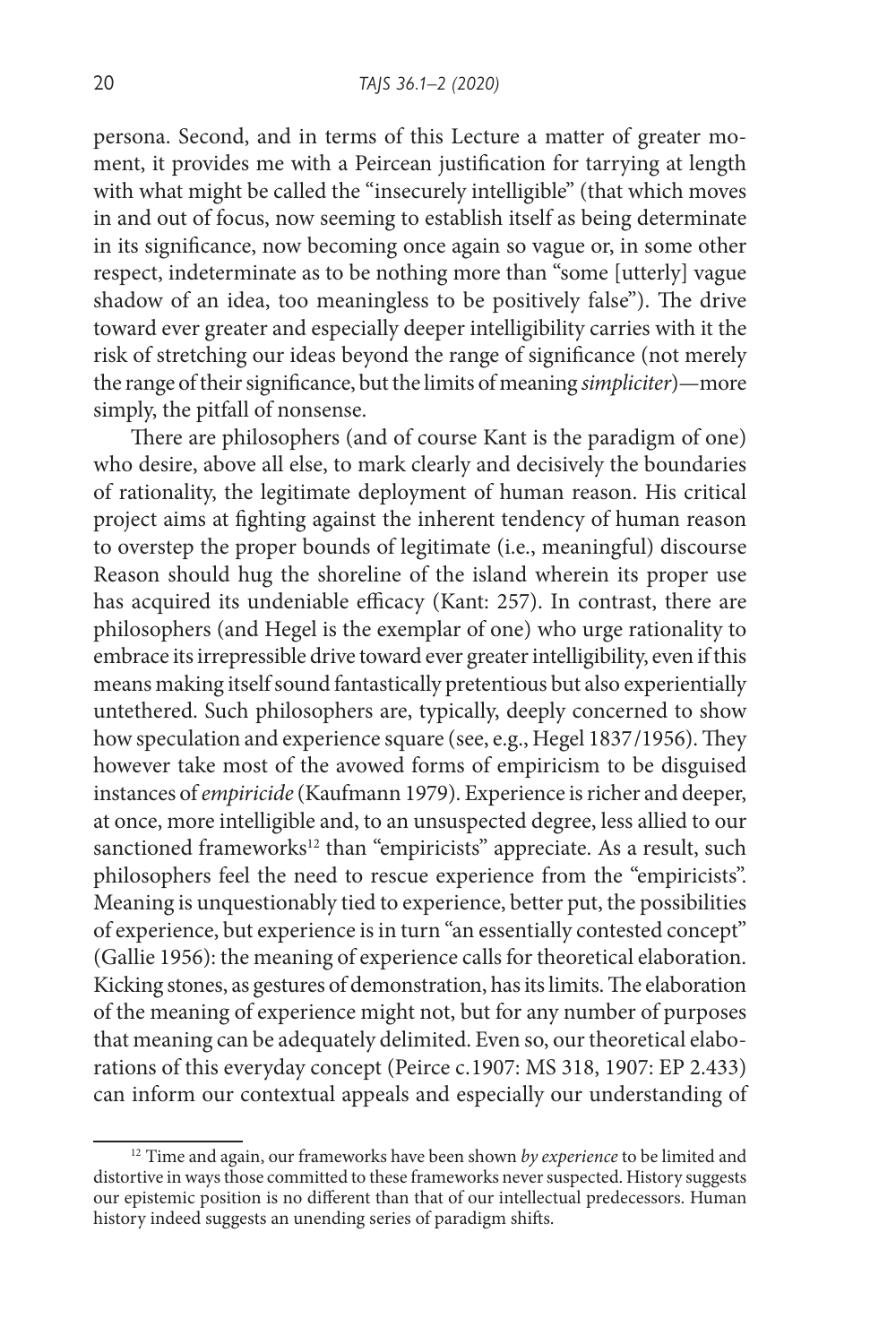persona. Second, and in terms of this Lecture a matter of greater moment, it provides me with a Peircean justification for tarrying at length with what might be called the "insecurely intelligible" (that which moves in and out of focus, now seeming to establish itself as being determinate in its significance, now becoming once again so vague or, in some other respect, indeterminate as to be nothing more than "some [utterly] vague shadow of an idea, too meaningless to be positively false"). The drive toward ever greater and especially deeper intelligibility carries with it the risk of stretching our ideas beyond the range of significance (not merely the range of their significance, but the limits of meaning *simpliciter*)—more simply, the pitfall of nonsense.

There are philosophers (and of course Kant is the paradigm of one) who desire, above all else, to mark clearly and decisively the boundaries of rationality, the legitimate deployment of human reason. His critical project aims at fighting against the inherent tendency of human reason to overstep the proper bounds of legitimate (i.e., meaningful) discourse Reason should hug the shoreline of the island wherein its proper use has acquired its undeniable efficacy (Kant: 257). In contrast, there are philosophers (and Hegel is the exemplar of one) who urge rationality to embrace its irrepressible drive toward ever greater intelligibility, even if this means making itself sound fantastically pretentious but also experientially untethered. Such philosophers are, typically, deeply concerned to show how speculation and experience square (see, e.g., Hegel 1837/1956). They however take most of the avowed forms of empiricism to be disguised instances of *empiricide* (Kaufmann 1979). Experience is richer and deeper, at once, more intelligible and, to an unsuspected degree, less allied to our sanctioned frameworks[12] than "empiricists" appreciate. As a result, such philosophers feel the need to rescue experience from the "empiricists". Meaning is unquestionably tied to experience, better put, the possibilities of experience, but experience is in turn "an essentially contested concept" (Gallie 1956): the meaning of experience calls for theoretical elaboration. Kicking stones, as gestures of demonstration, has its limits. The elaboration of the meaning of experience might not, but for any number of purposes that meaning can be adequately delimited. Even so, our theoretical elaborations of this everyday concept (Peirce c.1907: MS 318, 1907: EP 2.433) can inform our contextual appeals and especially our understanding of

[12] Time and again, our frameworks have been shown *by experience* to be limited and distortive in ways those committed to these frameworks never suspected. History suggests our epistemic position is no different than that of our intellectual predecessors. Human history indeed suggests an unending series of paradigm shifts.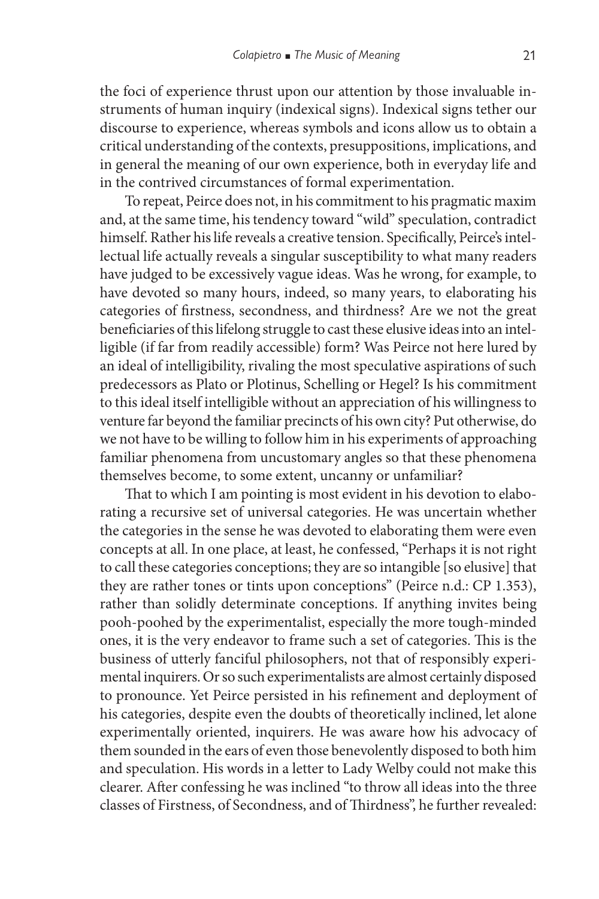the foci of experience thrust upon our attention by those invaluable instruments of human inquiry (indexical signs). Indexical signs tether our discourse to experience, whereas symbols and icons allow us to obtain a critical understanding of the contexts, presuppositions, implications, and in general the meaning of our own experience, both in everyday life and in the contrived circumstances of formal experimentation.

To repeat, Peirce does not, in his commitment to his pragmatic maxim and, at the same time, his tendency toward "wild" speculation, contradict himself. Rather his life reveals a creative tension. Specifically, Peirce's intellectual life actually reveals a singular susceptibility to what many readers have judged to be excessively vague ideas. Was he wrong, for example, to have devoted so many hours, indeed, so many years, to elaborating his categories of firstness, secondness, and thirdness? Are we not the great beneficiaries of this lifelong struggle to cast these elusive ideas into an intelligible (if far from readily accessible) form? Was Peirce not here lured by an ideal of intelligibility, rivaling the most speculative aspirations of such predecessors as Plato or Plotinus, Schelling or Hegel? Is his commitment to this ideal itself intelligible without an appreciation of his willingness to venture far beyond the familiar precincts of his own city? Put otherwise, do we not have to be willing to follow him in his experiments of approaching familiar phenomena from uncustomary angles so that these phenomena themselves become, to some extent, uncanny or unfamiliar?

That to which I am pointing is most evident in his devotion to elaborating a recursive set of universal categories. He was uncertain whether the categories in the sense he was devoted to elaborating them were even concepts at all. In one place, at least, he confessed, "Perhaps it is not right to call these categories conceptions; they are so intangible [so elusive] that they are rather tones or tints upon conceptions" (Peirce n.d.: CP 1.353), rather than solidly determinate conceptions. If anything invites being pooh-poohed by the experimentalist, especially the more tough-minded ones, it is the very endeavor to frame such a set of categories. This is the business of utterly fanciful philosophers, not that of responsibly experimental inquirers. Or so such experimentalists are almost certainly disposed to pronounce. Yet Peirce persisted in his refinement and deployment of his categories, despite even the doubts of theoretically inclined, let alone experimentally oriented, inquirers. He was aware how his advocacy of them sounded in the ears of even those benevolently disposed to both him and speculation. His words in a letter to Lady Welby could not make this clearer. After confessing he was inclined "to throw all ideas into the three classes of Firstness, of Secondness, and of Thirdness", he further revealed: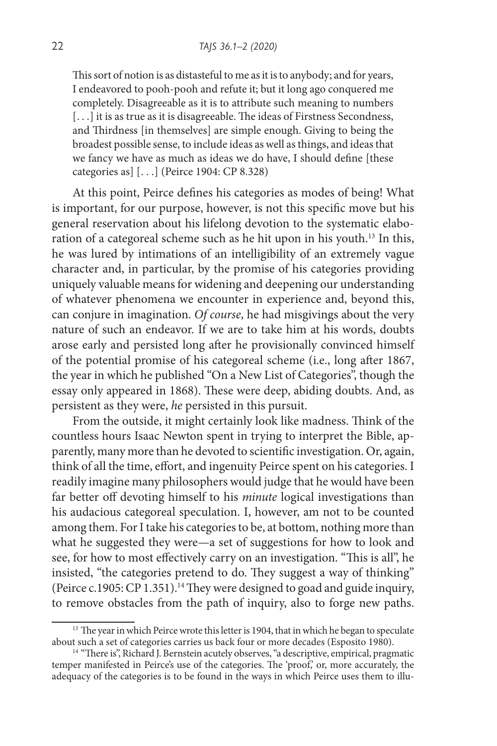> This sort of notion is as distasteful to me as it is to anybody; and for years, I endeavored to pooh-pooh and refute it; but it long ago conquered me completely. Disagreeable as it is to attribute such meaning to numbers [. . .] it is as true as it is disagreeable. The ideas of Firstness Secondness, and Thirdness [in themselves] are simple enough. Giving to being the broadest possible sense, to include ideas as well as things, and ideas that we fancy we have as much as ideas we do have, I should define [these categories as] [. . .] (Peirce 1904: CP 8.328)

At this point, Peirce defines his categories as modes of being! What is important, for our purpose, however, is not this specific move but his general reservation about his lifelong devotion to the systematic elaboration of a categoreal scheme such as he hit upon in his youth.[13] In this, he was lured by intimations of an intelligibility of an extremely vague character and, in particular, by the promise of his categories providing uniquely valuable means for widening and deepening our understanding of whatever phenomena we encounter in experience and, beyond this, can conjure in imagination. *Of course*, he had misgivings about the very nature of such an endeavor. If we are to take him at his words, doubts arose early and persisted long after he provisionally convinced himself of the potential promise of his categoreal scheme (i.e., long after 1867, the year in which he published "On a New List of Categories", though the essay only appeared in 1868). These were deep, abiding doubts. And, as persistent as they were, *he* persisted in this pursuit.

From the outside, it might certainly look like madness. Think of the countless hours Isaac Newton spent in trying to interpret the Bible, apparently, many more than he devoted to scientific investigation. Or, again, think of all the time, effort, and ingenuity Peirce spent on his categories. I readily imagine many philosophers would judge that he would have been far better off devoting himself to his *minute* logical investigations than his audacious categoreal speculation. I, however, am not to be counted among them. For I take his categories to be, at bottom, nothing more than what he suggested they were—a set of suggestions for how to look and see, for how to most effectively carry on an investigation. "This is all", he insisted, "the categories pretend to do. They suggest a way of thinking" (Peirce c.1905: CP 1.351).[14] They were designed to goad and guide inquiry, to remove obstacles from the path of inquiry, also to forge new paths.

[13] The year in which Peirce wrote this letter is 1904, that in which he began to speculate about such a set of categories carries us back four or more decades (Esposito 1980).

[14] "There is", Richard J. Bernstein acutely observes, "a descriptive, empirical, pragmatic temper manifested in Peirce's use of the categories. The 'proof,' or, more accurately, the adequacy of the categories is to be found in the ways in which Peirce uses them to illu-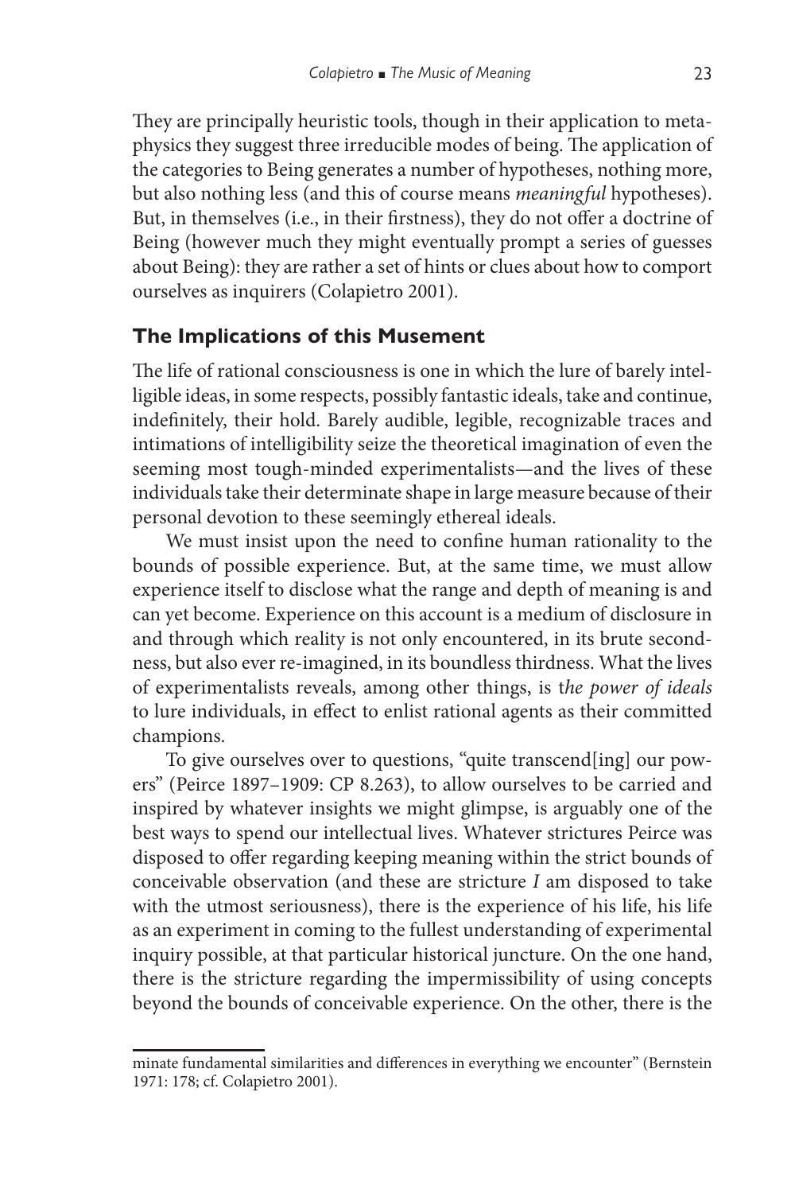They are principally heuristic tools, though in their application to metaphysics they suggest three irreducible modes of being. The application of the categories to Being generates a number of hypotheses, nothing more, but also nothing less (and this of course means *meaningful* hypotheses). But, in themselves (i.e., in their firstness), they do not offer a doctrine of Being (however much they might eventually prompt a series of guesses about Being): they are rather a set of hints or clues about how to comport ourselves as inquirers (Colapietro 2001).

## The Implications of this Musement

The life of rational consciousness is one in which the lure of barely intelligible ideas, in some respects, possibly fantastic ideals, take and continue, indefinitely, their hold. Barely audible, legible, recognizable traces and intimations of intelligibility seize the theoretical imagination of even the seeming most tough-minded experimentalists—and the lives of these individuals take their determinate shape in large measure because of their personal devotion to these seemingly ethereal ideals.

We must insist upon the need to confine human rationality to the bounds of possible experience. But, at the same time, we must allow experience itself to disclose what the range and depth of meaning is and can yet become. Experience on this account is a medium of disclosure in and through which reality is not only encountered, in its brute secondness, but also ever re-imagined, in its boundless thirdness. What the lives of experimentalists reveals, among other things, is t*he power of ideals* to lure individuals, in effect to enlist rational agents as their committed champions.

To give ourselves over to questions, "quite transcend[ing] our powers" (Peirce 1897–1909: CP 8.263), to allow ourselves to be carried and inspired by whatever insights we might glimpse, is arguably one of the best ways to spend our intellectual lives. Whatever strictures Peirce was disposed to offer regarding keeping meaning within the strict bounds of conceivable observation (and these are stricture *I* am disposed to take with the utmost seriousness), there is the experience of his life, his life as an experiment in coming to the fullest understanding of experimental inquiry possible, at that particular historical juncture. On the one hand, there is the stricture regarding the impermissibility of using concepts beyond the bounds of conceivable experience. On the other, there is the

minate fundamental similarities and differences in everything we encounter" (Bernstein 1971: 178; cf. Colapietro 2001).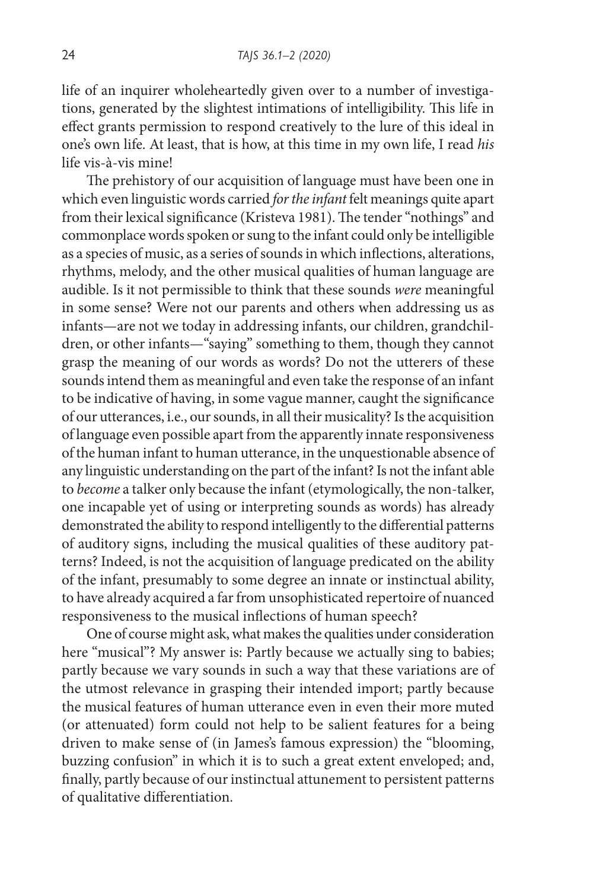life of an inquirer wholeheartedly given over to a number of investigations, generated by the slightest intimations of intelligibility. This life in effect grants permission to respond creatively to the lure of this ideal in one's own life. At least, that is how, at this time in my own life, I read *his* life vis-à-vis mine!

The prehistory of our acquisition of language must have been one in which even linguistic words carried *for the infant* felt meanings quite apart from their lexical significance (Kristeva 1981). The tender "nothings" and commonplace words spoken or sung to the infant could only be intelligible as a species of music, as a series of sounds in which inflections, alterations, rhythms, melody, and the other musical qualities of human language are audible. Is it not permissible to think that these sounds *were* meaningful in some sense? Were not our parents and others when addressing us as infants—are not we today in addressing infants, our children, grandchildren, or other infants—"saying" something to them, though they cannot grasp the meaning of our words as words? Do not the utterers of these sounds intend them as meaningful and even take the response of an infant to be indicative of having, in some vague manner, caught the significance of our utterances, i.e., our sounds, in all their musicality? Is the acquisition of language even possible apart from the apparently innate responsiveness of the human infant to human utterance, in the unquestionable absence of any linguistic understanding on the part of the infant? Is not the infant able to *become* a talker only because the infant (etymologically, the non-talker, one incapable yet of using or interpreting sounds as words) has already demonstrated the ability to respond intelligently to the differential patterns of auditory signs, including the musical qualities of these auditory patterns? Indeed, is not the acquisition of language predicated on the ability of the infant, presumably to some degree an innate or instinctual ability, to have already acquired a far from unsophisticated repertoire of nuanced responsiveness to the musical inflections of human speech?

One of course might ask, what makes the qualities under consideration here "musical"? My answer is: Partly because we actually sing to babies; partly because we vary sounds in such a way that these variations are of the utmost relevance in grasping their intended import; partly because the musical features of human utterance even in even their more muted (or attenuated) form could not help to be salient features for a being driven to make sense of (in James's famous expression) the "blooming, buzzing confusion" in which it is to such a great extent enveloped; and, finally, partly because of our instinctual attunement to persistent patterns of qualitative differentiation.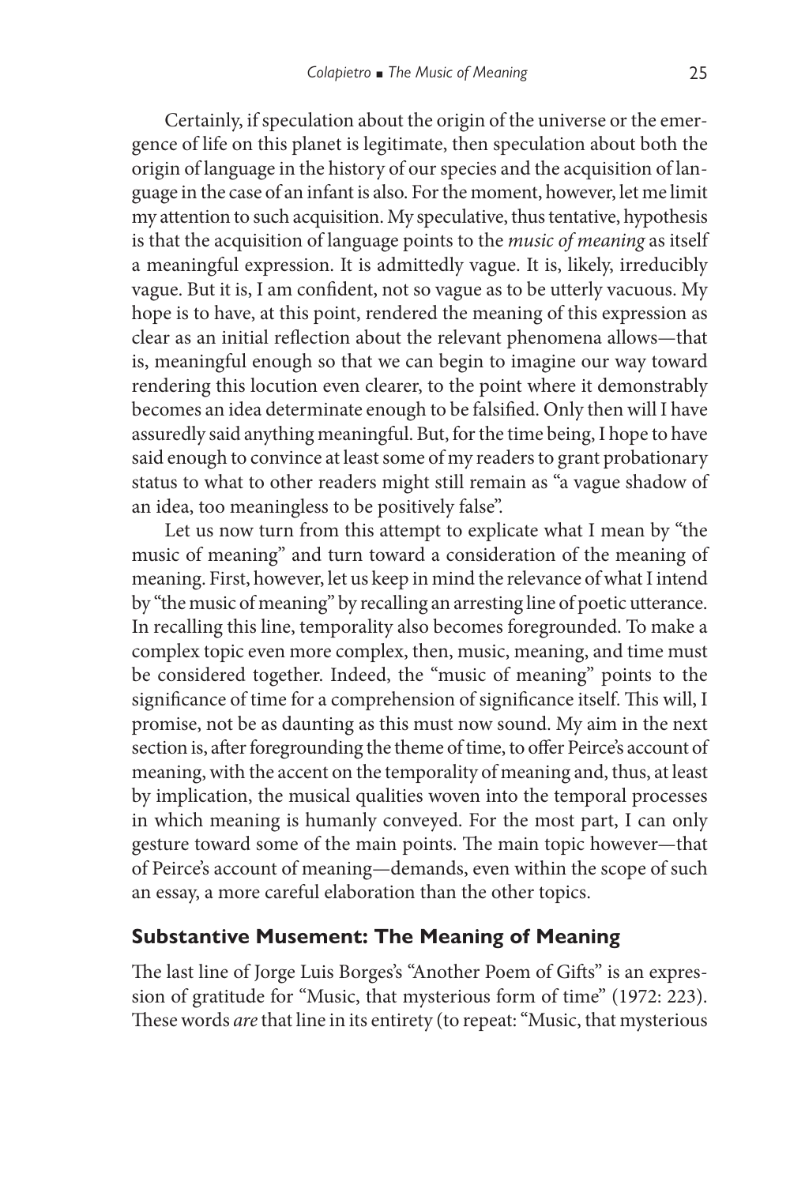Certainly, if speculation about the origin of the universe or the emergence of life on this planet is legitimate, then speculation about both the origin of language in the history of our species and the acquisition of language in the case of an infant is also. For the moment, however, let me limit my attention to such acquisition. My speculative, thus tentative, hypothesis is that the acquisition of language points to the *music of meaning* as itself a meaningful expression. It is admittedly vague. It is, likely, irreducibly vague. But it is, I am confident, not so vague as to be utterly vacuous. My hope is to have, at this point, rendered the meaning of this expression as clear as an initial reflection about the relevant phenomena allows—that is, meaningful enough so that we can begin to imagine our way toward rendering this locution even clearer, to the point where it demonstrably becomes an idea determinate enough to be falsified. Only then will I have assuredly said anything meaningful. But, for the time being, I hope to have said enough to convince at least some of my readers to grant probationary status to what to other readers might still remain as "a vague shadow of an idea, too meaningless to be positively false".

Let us now turn from this attempt to explicate what I mean by "the music of meaning" and turn toward a consideration of the meaning of meaning. First, however, let us keep in mind the relevance of what I intend by "the music of meaning" by recalling an arresting line of poetic utterance. In recalling this line, temporality also becomes foregrounded. To make a complex topic even more complex, then, music, meaning, and time must be considered together. Indeed, the "music of meaning" points to the significance of time for a comprehension of significance itself. This will, I promise, not be as daunting as this must now sound. My aim in the next section is, after foregrounding the theme of time, to offer Peirce's account of meaning, with the accent on the temporality of meaning and, thus, at least by implication, the musical qualities woven into the temporal processes in which meaning is humanly conveyed. For the most part, I can only gesture toward some of the main points. The main topic however—that of Peirce's account of meaning—demands, even within the scope of such an essay, a more careful elaboration than the other topics.

## Substantive Musement: The Meaning of Meaning

The last line of Jorge Luis Borges's "Another Poem of Gifts" is an expression of gratitude for "Music, that mysterious form of time" (1972: 223). These words *are* that line in its entirety (to repeat: "Music, that mysterious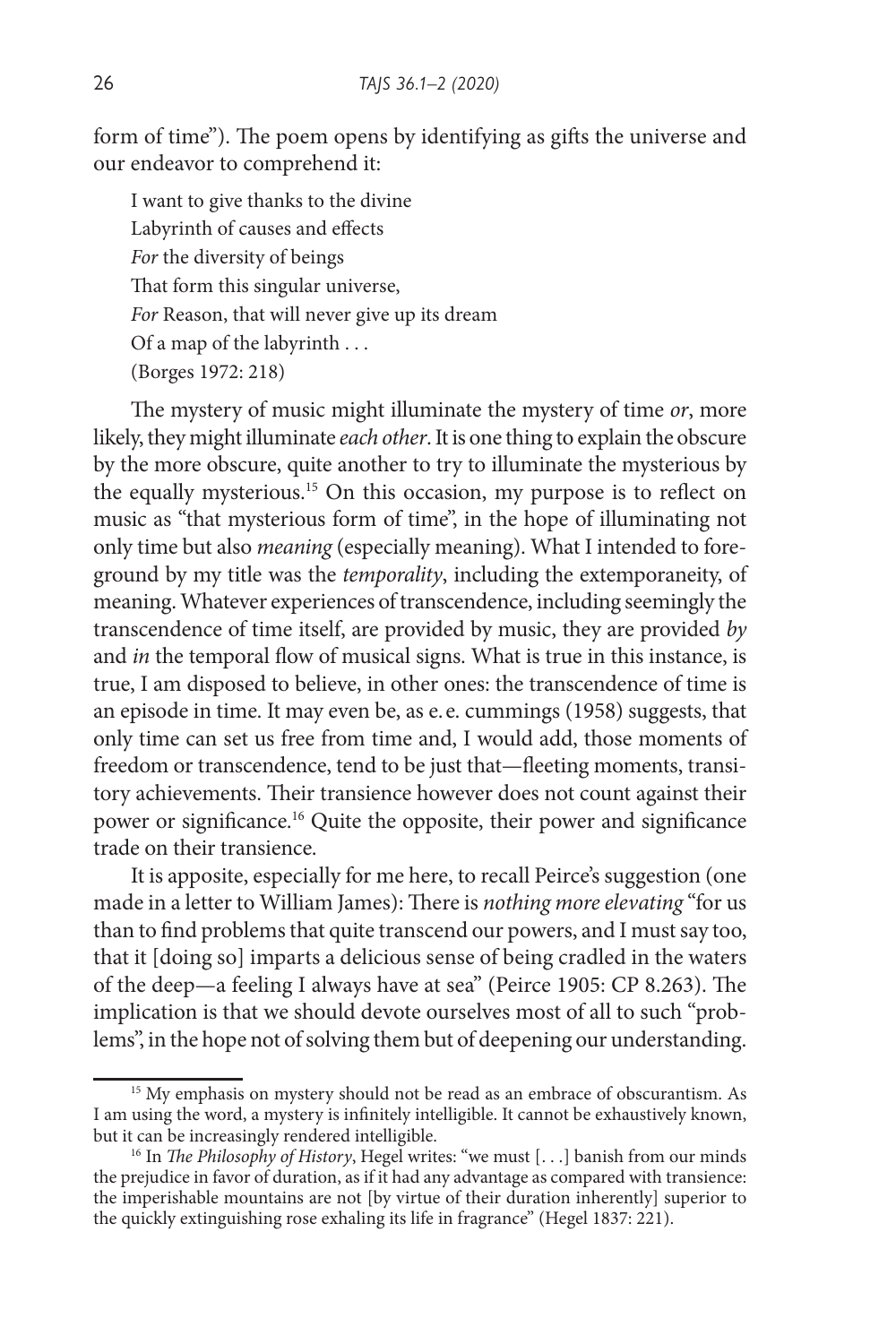form of time"). The poem opens by identifying as gifts the universe and our endeavor to comprehend it:

> I want to give thanks to the divine
> Labyrinth of causes and effects
> *For* the diversity of beings
> That form this singular universe,
> *For* Reason, that will never give up its dream
> Of a map of the labyrinth . . .
> (Borges 1972: 218)

The mystery of music might illuminate the mystery of time *or*, more likely, they might illuminate *each other*. It is one thing to explain the obscure by the more obscure, quite another to try to illuminate the mysterious by the equally mysterious.[15] On this occasion, my purpose is to reflect on music as "that mysterious form of time", in the hope of illuminating not only time but also *meaning* (especially meaning). What I intended to foreground by my title was the *temporality*, including the extemporaneity, of meaning. Whatever experiences of transcendence, including seemingly the transcendence of time itself, are provided by music, they are provided *by* and *in* the temporal flow of musical signs. What is true in this instance, is true, I am disposed to believe, in other ones: the transcendence of time is an episode in time. It may even be, as e. e. cummings (1958) suggests, that only time can set us free from time and, I would add, those moments of freedom or transcendence, tend to be just that—fleeting moments, transitory achievements. Their transience however does not count against their power or significance.[16] Quite the opposite, their power and significance trade on their transience.

It is apposite, especially for me here, to recall Peirce's suggestion (one made in a letter to William James): There is *nothing more elevating* "for us than to find problems that quite transcend our powers, and I must say too, that it [doing so] imparts a delicious sense of being cradled in the waters of the deep—a feeling I always have at sea" (Peirce 1905: CP 8.263). The implication is that we should devote ourselves most of all to such "problems", in the hope not of solving them but of deepening our understanding.

---

[15] My emphasis on mystery should not be read as an embrace of obscurantism. As I am using the word, a mystery is infinitely intelligible. It cannot be exhaustively known, but it can be increasingly rendered intelligible.

[16] In *The Philosophy of History*, Hegel writes: "we must [. . .] banish from our minds the prejudice in favor of duration, as if it had any advantage as compared with transience: the imperishable mountains are not [by virtue of their duration inherently] superior to the quickly extinguishing rose exhaling its life in fragrance" (Hegel 1837: 221).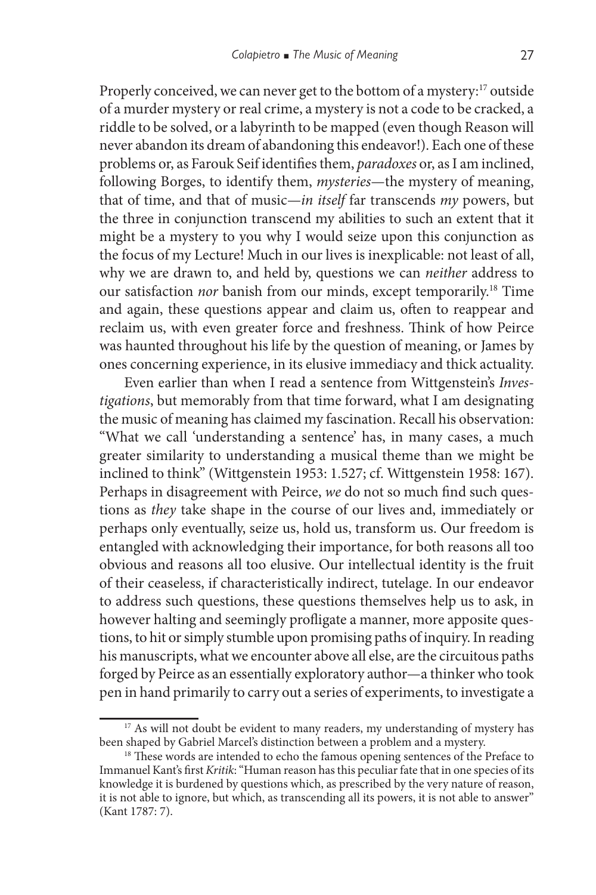Properly conceived, we can never get to the bottom of a mystery:[17] outside of a murder mystery or real crime, a mystery is not a code to be cracked, a riddle to be solved, or a labyrinth to be mapped (even though Reason will never abandon its dream of abandoning this endeavor!). Each one of these problems or, as Farouk Seif identifies them, *paradoxes* or, as I am inclined, following Borges, to identify them, *mysteries*—the mystery of meaning, that of time, and that of music—*in itself* far transcends *my* powers, but the three in conjunction transcend my abilities to such an extent that it might be a mystery to you why I would seize upon this conjunction as the focus of my Lecture! Much in our lives is inexplicable: not least of all, why we are drawn to, and held by, questions we can *neither* address to our satisfaction *nor* banish from our minds, except temporarily.[18] Time and again, these questions appear and claim us, often to reappear and reclaim us, with even greater force and freshness. Think of how Peirce was haunted throughout his life by the question of meaning, or James by ones concerning experience, in its elusive immediacy and thick actuality.

Even earlier than when I read a sentence from Wittgenstein's *Investigations*, but memorably from that time forward, what I am designating the music of meaning has claimed my fascination. Recall his observation: "What we call 'understanding a sentence' has, in many cases, a much greater similarity to understanding a musical theme than we might be inclined to think" (Wittgenstein 1953: 1.527; cf. Wittgenstein 1958: 167). Perhaps in disagreement with Peirce, *we* do not so much find such questions as *they* take shape in the course of our lives and, immediately or perhaps only eventually, seize us, hold us, transform us. Our freedom is entangled with acknowledging their importance, for both reasons all too obvious and reasons all too elusive. Our intellectual identity is the fruit of their ceaseless, if characteristically indirect, tutelage. In our endeavor to address such questions, these questions themselves help us to ask, in however halting and seemingly profligate a manner, more apposite questions, to hit or simply stumble upon promising paths of inquiry. In reading his manuscripts, what we encounter above all else, are the circuitous paths forged by Peirce as an essentially exploratory author—a thinker who took pen in hand primarily to carry out a series of experiments, to investigate a

[17] As will not doubt be evident to many readers, my understanding of mystery has been shaped by Gabriel Marcel's distinction between a problem and a mystery.

[18] These words are intended to echo the famous opening sentences of the Preface to Immanuel Kant's first *Kritik*: "Human reason has this peculiar fate that in one species of its knowledge it is burdened by questions which, as prescribed by the very nature of reason, it is not able to ignore, but which, as transcending all its powers, it is not able to answer" (Kant 1787: 7).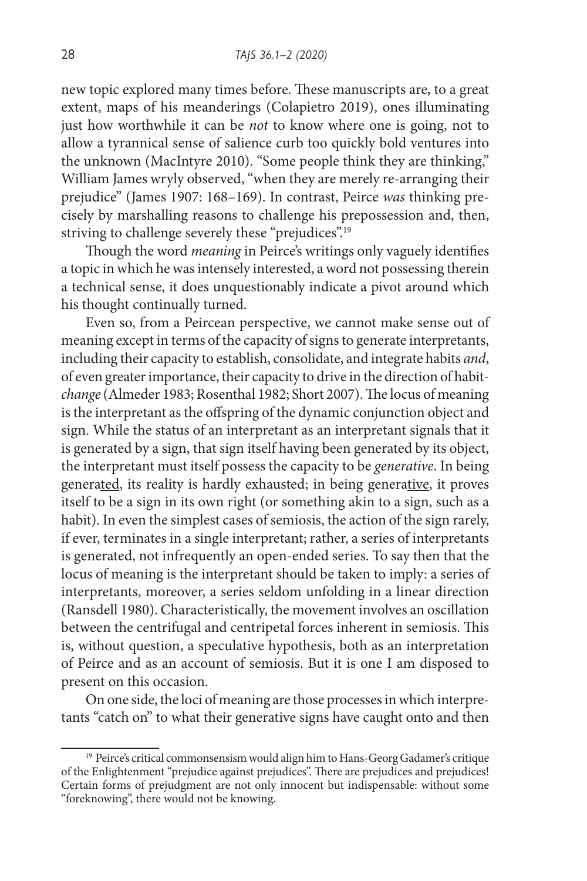new topic explored many times before. These manuscripts are, to a great extent, maps of his meanderings (Colapietro 2019), ones illuminating just how worthwhile it can be *not* to know where one is going, not to allow a tyrannical sense of salience curb too quickly bold ventures into the unknown (MacIntyre 2010). "Some people think they are thinking," William James wryly observed, "when they are merely re-arranging their prejudice" (James 1907: 168–169). In contrast, Peirce *was* thinking precisely by marshalling reasons to challenge his prepossession and, then, striving to challenge severely these "prejudices".[19]

Though the word *meaning* in Peirce's writings only vaguely identifies a topic in which he was intensely interested, a word not possessing therein a technical sense, it does unquestionably indicate a pivot around which his thought continually turned.

Even so, from a Peircean perspective, we cannot make sense out of meaning except in terms of the capacity of signs to generate interpretants, including their capacity to establish, consolidate, and integrate habits *and*, of even greater importance, their capacity to drive in the direction of habit-*change* (Almeder 1983; Rosenthal 1982; Short 2007). The locus of meaning is the interpretant as the offspring of the dynamic conjunction object and sign. While the status of an interpretant as an interpretant signals that it is generated by a sign, that sign itself having been generated by its object, the interpretant must itself possess the capacity to be *generative*. In being genera<u>ted</u>, its reality is hardly exhausted; in being genera<u>tive</u>, it proves itself to be a sign in its own right (or something akin to a sign, such as a habit). In even the simplest cases of semiosis, the action of the sign rarely, if ever, terminates in a single interpretant; rather, a series of interpretants is generated, not infrequently an open-ended series. To say then that the locus of meaning is the interpretant should be taken to imply: a series of interpretants, moreover, a series seldom unfolding in a linear direction (Ransdell 1980). Characteristically, the movement involves an oscillation between the centrifugal and centripetal forces inherent in semiosis. This is, without question, a speculative hypothesis, both as an interpretation of Peirce and as an account of semiosis. But it is one I am disposed to present on this occasion.

On one side, the loci of meaning are those processes in which interpretants "catch on" to what their generative signs have caught onto and then

[19] Peirce's critical commonsensism would align him to Hans-Georg Gadamer's critique of the Enlightenment "prejudice against prejudices". There are prejudices and prejudices! Certain forms of prejudgment are not only innocent but indispensable: without some "foreknowing", there would not be knowing.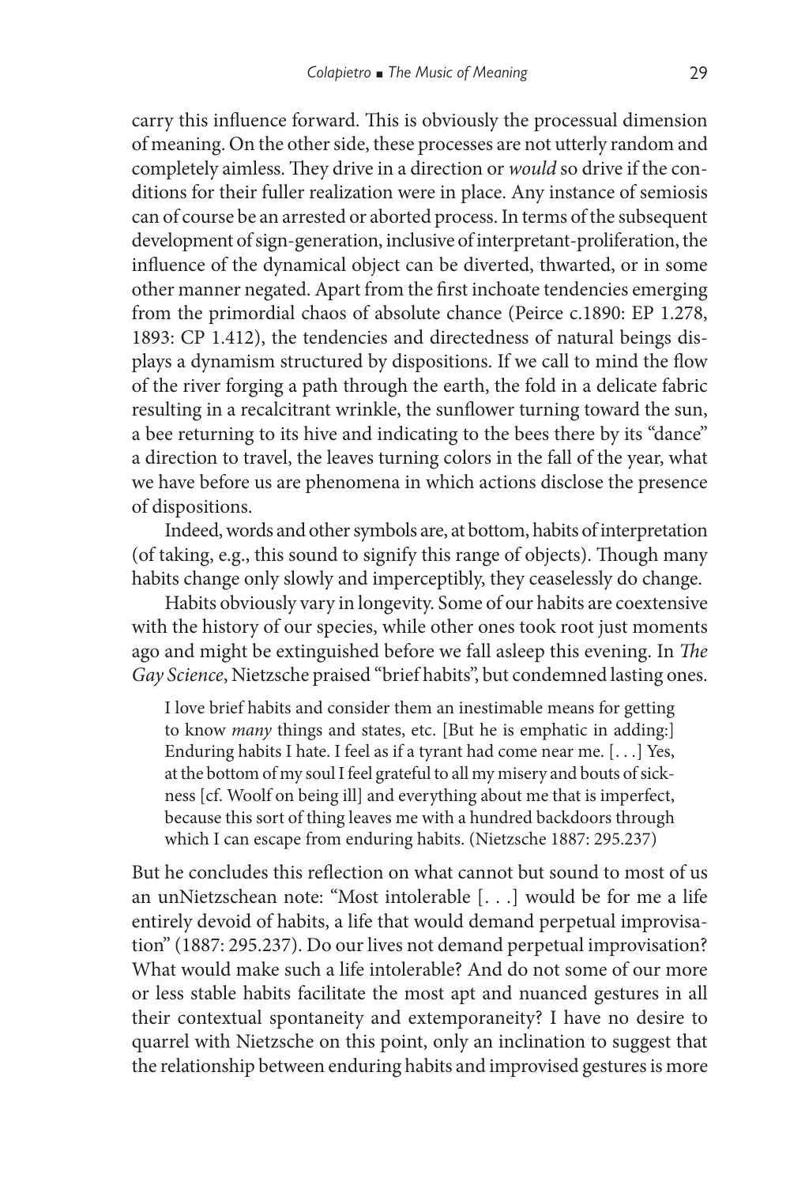carry this influence forward. This is obviously the processual dimension of meaning. On the other side, these processes are not utterly random and completely aimless. They drive in a direction or *would* so drive if the conditions for their fuller realization were in place. Any instance of semiosis can of course be an arrested or aborted process. In terms of the subsequent development of sign-generation, inclusive of interpretant-proliferation, the influence of the dynamical object can be diverted, thwarted, or in some other manner negated. Apart from the first inchoate tendencies emerging from the primordial chaos of absolute chance (Peirce c.1890: EP 1.278, 1893: CP 1.412), the tendencies and directedness of natural beings displays a dynamism structured by dispositions. If we call to mind the flow of the river forging a path through the earth, the fold in a delicate fabric resulting in a recalcitrant wrinkle, the sunflower turning toward the sun, a bee returning to its hive and indicating to the bees there by its "dance" a direction to travel, the leaves turning colors in the fall of the year, what we have before us are phenomena in which actions disclose the presence of dispositions.

Indeed, words and other symbols are, at bottom, habits of interpretation (of taking, e.g., this sound to signify this range of objects). Though many habits change only slowly and imperceptibly, they ceaselessly do change.

Habits obviously vary in longevity. Some of our habits are coextensive with the history of our species, while other ones took root just moments ago and might be extinguished before we fall asleep this evening. In *The Gay Science*, Nietzsche praised "brief habits", but condemned lasting ones.

> I love brief habits and consider them an inestimable means for getting to know *many* things and states, etc. [But he is emphatic in adding:] Enduring habits I hate. I feel as if a tyrant had come near me. [. . .] Yes, at the bottom of my soul I feel grateful to all my misery and bouts of sickness [cf. Woolf on being ill] and everything about me that is imperfect, because this sort of thing leaves me with a hundred backdoors through which I can escape from enduring habits. (Nietzsche 1887: 295.237)

But he concludes this reflection on what cannot but sound to most of us an unNietzschean note: "Most intolerable [. . .] would be for me a life entirely devoid of habits, a life that would demand perpetual improvisation" (1887: 295.237). Do our lives not demand perpetual improvisation? What would make such a life intolerable? And do not some of our more or less stable habits facilitate the most apt and nuanced gestures in all their contextual spontaneity and extemporaneity? I have no desire to quarrel with Nietzsche on this point, only an inclination to suggest that the relationship between enduring habits and improvised gestures is more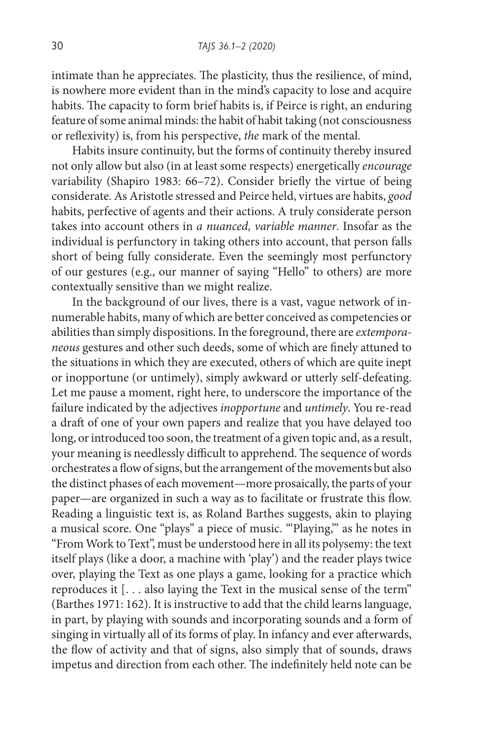intimate than he appreciates. The plasticity, thus the resilience, of mind, is nowhere more evident than in the mind's capacity to lose and acquire habits. The capacity to form brief habits is, if Peirce is right, an enduring feature of some animal minds: the habit of habit taking (not consciousness or reflexivity) is, from his perspective, *the* mark of the mental.

Habits insure continuity, but the forms of continuity thereby insured not only allow but also (in at least some respects) energetically *encourage* variability (Shapiro 1983: 66–72). Consider briefly the virtue of being considerate. As Aristotle stressed and Peirce held, virtues are habits, *good* habits, perfective of agents and their actions. A truly considerate person takes into account others in *a nuanced, variable manner*. Insofar as the individual is perfunctory in taking others into account, that person falls short of being fully considerate. Even the seemingly most perfunctory of our gestures (e.g., our manner of saying "Hello" to others) are more contextually sensitive than we might realize.

In the background of our lives, there is a vast, vague network of innumerable habits, many of which are better conceived as competencies or abilities than simply dispositions. In the foreground, there are *extemporaneous* gestures and other such deeds, some of which are finely attuned to the situations in which they are executed, others of which are quite inept or inopportune (or untimely), simply awkward or utterly self-defeating. Let me pause a moment, right here, to underscore the importance of the failure indicated by the adjectives *inopportune* and *untimely*. You re-read a draft of one of your own papers and realize that you have delayed too long, or introduced too soon, the treatment of a given topic and, as a result, your meaning is needlessly difficult to apprehend. The sequence of words orchestrates a flow of signs, but the arrangement of the movements but also the distinct phases of each movement—more prosaically, the parts of your paper—are organized in such a way as to facilitate or frustrate this flow. Reading a linguistic text is, as Roland Barthes suggests, akin to playing a musical score. One "plays" a piece of music. "'Playing,'" as he notes in "From Work to Text", must be understood here in all its polysemy: the text itself plays (like a door, a machine with 'play') and the reader plays twice over, playing the Text as one plays a game, looking for a practice which reproduces it [. . . also laying the Text in the musical sense of the term" (Barthes 1971: 162). It is instructive to add that the child learns language, in part, by playing with sounds and incorporating sounds and a form of singing in virtually all of its forms of play. In infancy and ever afterwards, the flow of activity and that of signs, also simply that of sounds, draws impetus and direction from each other. The indefinitely held note can be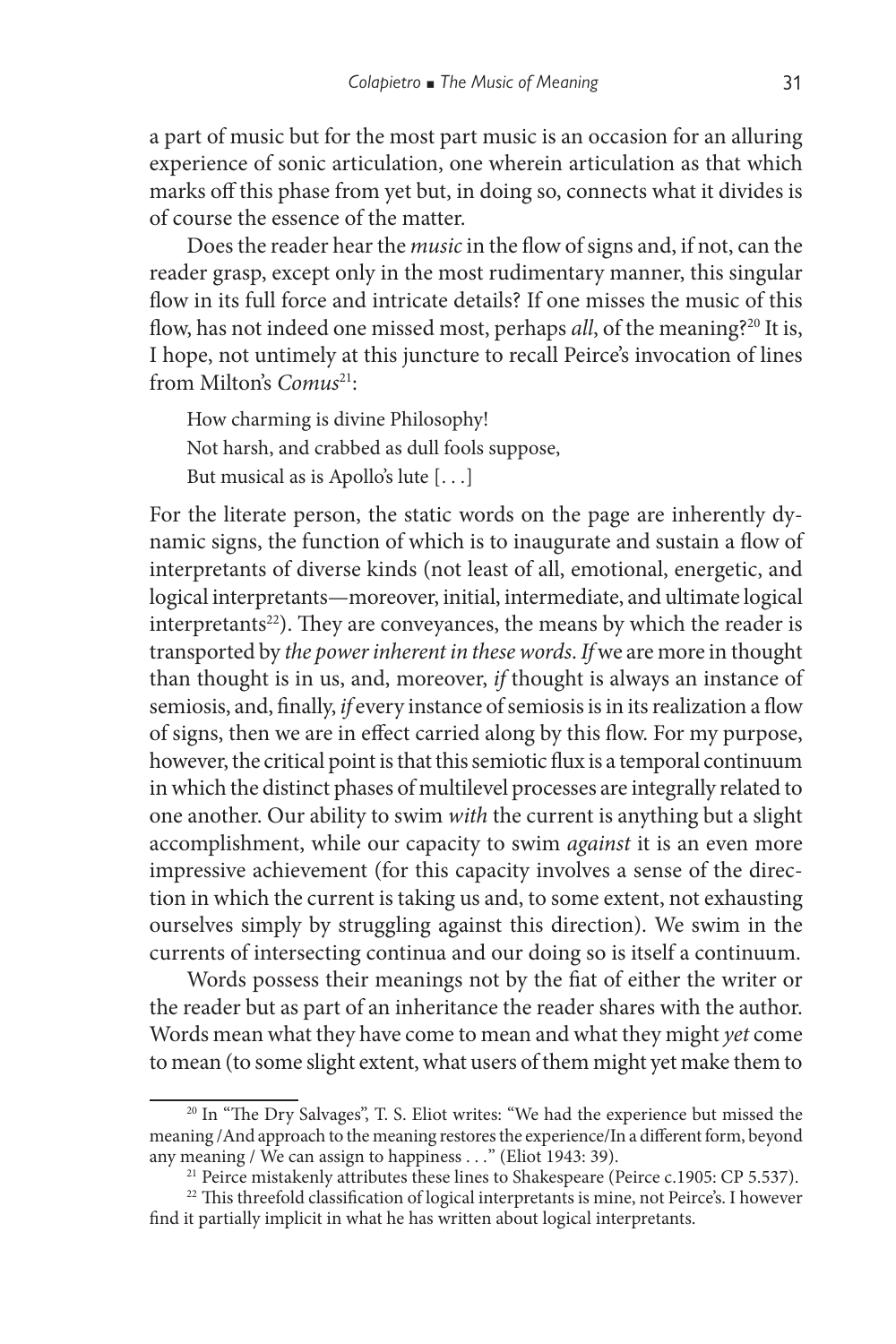a part of music but for the most part music is an occasion for an alluring experience of sonic articulation, one wherein articulation as that which marks off this phase from yet but, in doing so, connects what it divides is of course the essence of the matter.

Does the reader hear the *music* in the flow of signs and, if not, can the reader grasp, except only in the most rudimentary manner, this singular flow in its full force and intricate details? If one misses the music of this flow, has not indeed one missed most, perhaps *all*, of the meaning?[20] It is, I hope, not untimely at this juncture to recall Peirce's invocation of lines from Milton's *Comus*[21]:

> How charming is divine Philosophy!
> Not harsh, and crabbed as dull fools suppose,
> But musical as is Apollo's lute [. . .]

For the literate person, the static words on the page are inherently dynamic signs, the function of which is to inaugurate and sustain a flow of interpretants of diverse kinds (not least of all, emotional, energetic, and logical interpretants—moreover, initial, intermediate, and ultimate logical interpretants[22]). They are conveyances, the means by which the reader is transported by *the power inherent in these words*. *If* we are more in thought than thought is in us, and, moreover, *if* thought is always an instance of semiosis, and, finally, *if* every instance of semiosis is in its realization a flow of signs, then we are in effect carried along by this flow. For my purpose, however, the critical point is that this semiotic flux is a temporal continuum in which the distinct phases of multilevel processes are integrally related to one another. Our ability to swim *with* the current is anything but a slight accomplishment, while our capacity to swim *against* it is an even more impressive achievement (for this capacity involves a sense of the direction in which the current is taking us and, to some extent, not exhausting ourselves simply by struggling against this direction). We swim in the currents of intersecting continua and our doing so is itself a continuum.

Words possess their meanings not by the fiat of either the writer or the reader but as part of an inheritance the reader shares with the author. Words mean what they have come to mean and what they might *yet* come to mean (to some slight extent, what users of them might yet make them to

---

[20] In "The Dry Salvages", T. S. Eliot writes: "We had the experience but missed the meaning /And approach to the meaning restores the experience/In a different form, beyond any meaning / We can assign to happiness . . ." (Eliot 1943: 39).

[21] Peirce mistakenly attributes these lines to Shakespeare (Peirce c.1905: CP 5.537).

[22] This threefold classification of logical interpretants is mine, not Peirce's. I however find it partially implicit in what he has written about logical interpretants.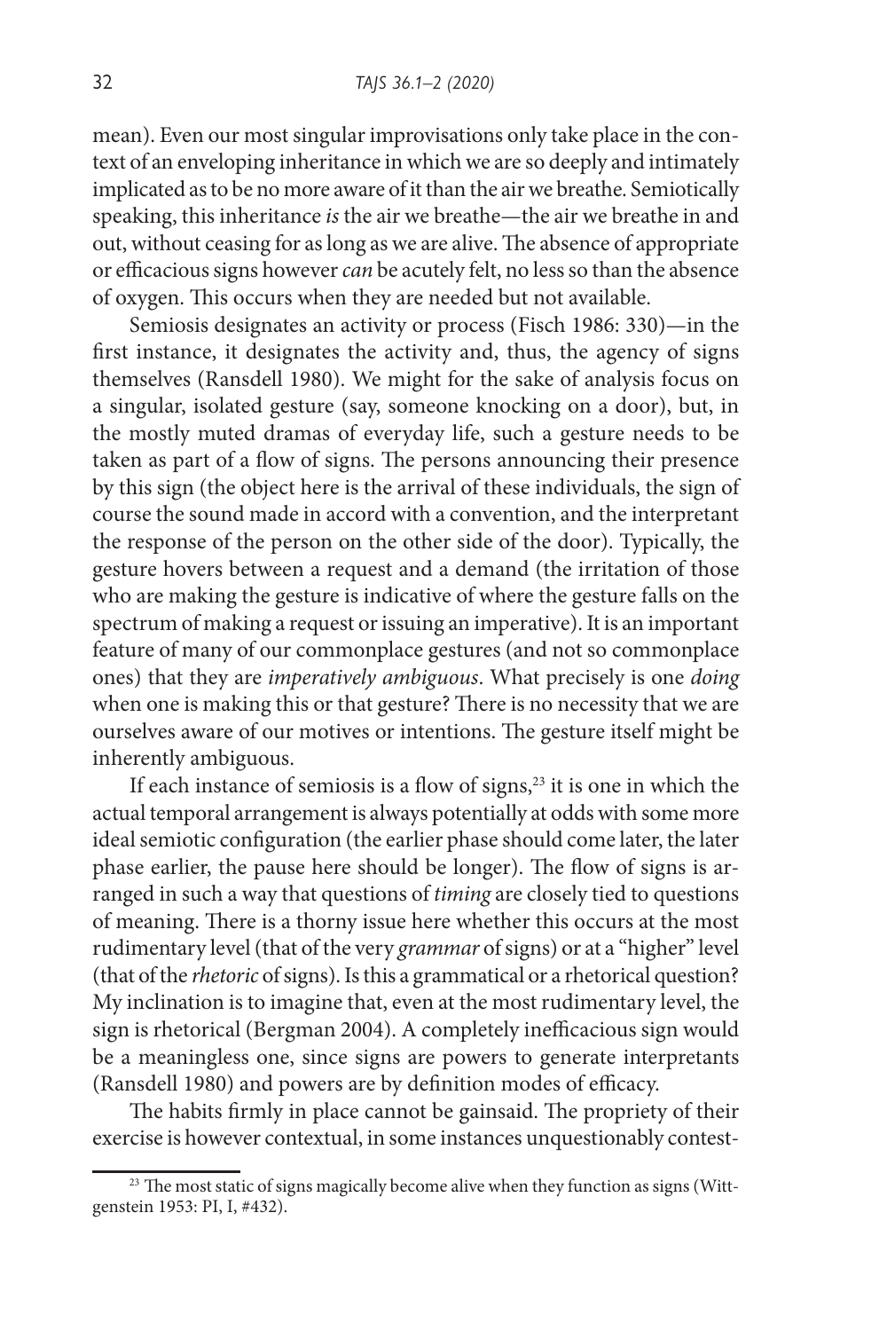mean). Even our most singular improvisations only take place in the context of an enveloping inheritance in which we are so deeply and intimately implicated as to be no more aware of it than the air we breathe. Semiotically speaking, this inheritance *is* the air we breathe—the air we breathe in and out, without ceasing for as long as we are alive. The absence of appropriate or efficacious signs however *can* be acutely felt, no less so than the absence of oxygen. This occurs when they are needed but not available.

Semiosis designates an activity or process (Fisch 1986: 330)—in the first instance, it designates the activity and, thus, the agency of signs themselves (Ransdell 1980). We might for the sake of analysis focus on a singular, isolated gesture (say, someone knocking on a door), but, in the mostly muted dramas of everyday life, such a gesture needs to be taken as part of a flow of signs. The persons announcing their presence by this sign (the object here is the arrival of these individuals, the sign of course the sound made in accord with a convention, and the interpretant the response of the person on the other side of the door). Typically, the gesture hovers between a request and a demand (the irritation of those who are making the gesture is indicative of where the gesture falls on the spectrum of making a request or issuing an imperative). It is an important feature of many of our commonplace gestures (and not so commonplace ones) that they are *imperatively ambiguous*. What precisely is one *doing* when one is making this or that gesture? There is no necessity that we are ourselves aware of our motives or intentions. The gesture itself might be inherently ambiguous.

If each instance of semiosis is a flow of signs,[23] it is one in which the actual temporal arrangement is always potentially at odds with some more ideal semiotic configuration (the earlier phase should come later, the later phase earlier, the pause here should be longer). The flow of signs is arranged in such a way that questions of *timing* are closely tied to questions of meaning. There is a thorny issue here whether this occurs at the most rudimentary level (that of the very *grammar* of signs) or at a "higher" level (that of the *rhetoric* of signs). Is this a grammatical or a rhetorical question? My inclination is to imagine that, even at the most rudimentary level, the sign is rhetorical (Bergman 2004). A completely inefficacious sign would be a meaningless one, since signs are powers to generate interpretants (Ransdell 1980) and powers are by definition modes of efficacy.

The habits firmly in place cannot be gainsaid. The propriety of their exercise is however contextual, in some instances unquestionably contest-

[23] The most static of signs magically become alive when they function as signs (Wittgenstein 1953: PI, I, #432).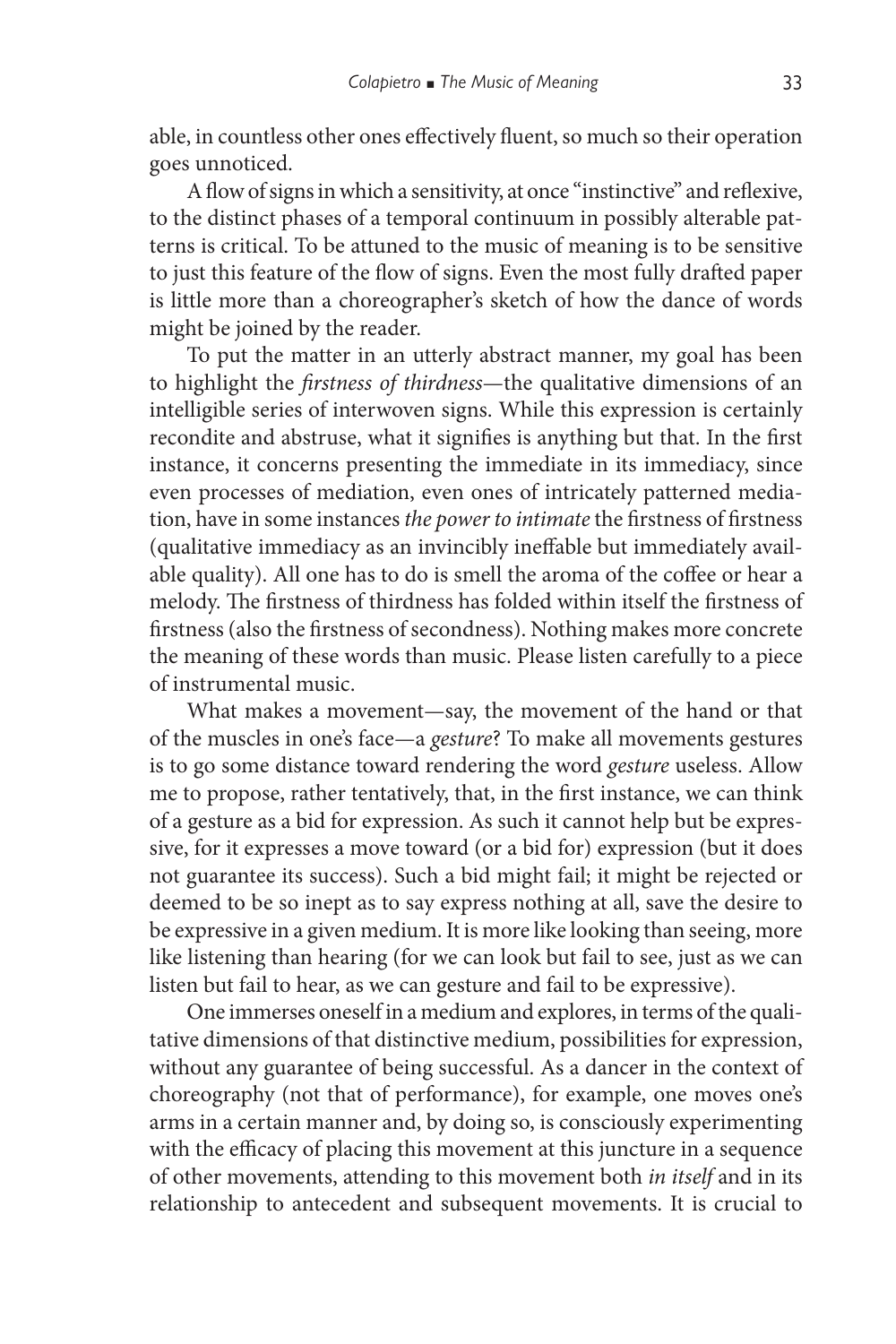able, in countless other ones effectively fluent, so much so their operation goes unnoticed.

A flow of signs in which a sensitivity, at once "instinctive" and reflexive, to the distinct phases of a temporal continuum in possibly alterable patterns is critical. To be attuned to the music of meaning is to be sensitive to just this feature of the flow of signs. Even the most fully drafted paper is little more than a choreographer's sketch of how the dance of words might be joined by the reader.

To put the matter in an utterly abstract manner, my goal has been to highlight the *firstness of thirdness*—the qualitative dimensions of an intelligible series of interwoven signs. While this expression is certainly recondite and abstruse, what it signifies is anything but that. In the first instance, it concerns presenting the immediate in its immediacy, since even processes of mediation, even ones of intricately patterned mediation, have in some instances *the power to intimate* the firstness of firstness (qualitative immediacy as an invincibly ineffable but immediately available quality). All one has to do is smell the aroma of the coffee or hear a melody. The firstness of thirdness has folded within itself the firstness of firstness (also the firstness of secondness). Nothing makes more concrete the meaning of these words than music. Please listen carefully to a piece of instrumental music.

What makes a movement—say, the movement of the hand or that of the muscles in one's face—a *gesture*? To make all movements gestures is to go some distance toward rendering the word *gesture* useless. Allow me to propose, rather tentatively, that, in the first instance, we can think of a gesture as a bid for expression. As such it cannot help but be expressive, for it expresses a move toward (or a bid for) expression (but it does not guarantee its success). Such a bid might fail; it might be rejected or deemed to be so inept as to say express nothing at all, save the desire to be expressive in a given medium. It is more like looking than seeing, more like listening than hearing (for we can look but fail to see, just as we can listen but fail to hear, as we can gesture and fail to be expressive).

One immerses oneself in a medium and explores, in terms of the qualitative dimensions of that distinctive medium, possibilities for expression, without any guarantee of being successful. As a dancer in the context of choreography (not that of performance), for example, one moves one's arms in a certain manner and, by doing so, is consciously experimenting with the efficacy of placing this movement at this juncture in a sequence of other movements, attending to this movement both *in itself* and in its relationship to antecedent and subsequent movements. It is crucial to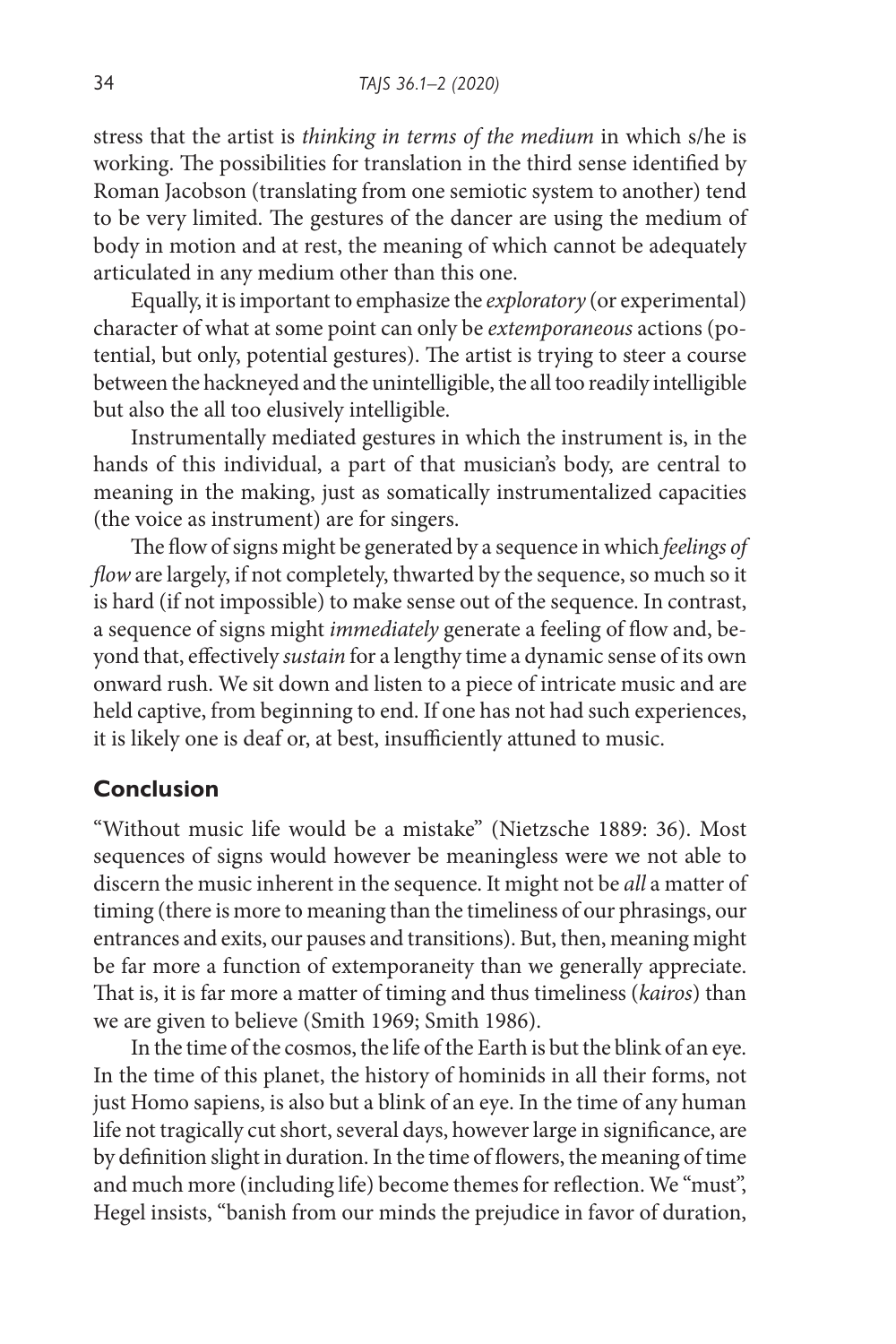stress that the artist is *thinking in terms of the medium* in which s/he is working. The possibilities for translation in the third sense identified by Roman Jacobson (translating from one semiotic system to another) tend to be very limited. The gestures of the dancer are using the medium of body in motion and at rest, the meaning of which cannot be adequately articulated in any medium other than this one.

Equally, it is important to emphasize the *exploratory* (or experimental) character of what at some point can only be *extemporaneous* actions (potential, but only, potential gestures). The artist is trying to steer a course between the hackneyed and the unintelligible, the all too readily intelligible but also the all too elusively intelligible.

Instrumentally mediated gestures in which the instrument is, in the hands of this individual, a part of that musician's body, are central to meaning in the making, just as somatically instrumentalized capacities (the voice as instrument) are for singers.

The flow of signs might be generated by a sequence in which *feelings of flow* are largely, if not completely, thwarted by the sequence, so much so it is hard (if not impossible) to make sense out of the sequence. In contrast, a sequence of signs might *immediately* generate a feeling of flow and, beyond that, effectively *sustain* for a lengthy time a dynamic sense of its own onward rush. We sit down and listen to a piece of intricate music and are held captive, from beginning to end. If one has not had such experiences, it is likely one is deaf or, at best, insufficiently attuned to music.

## Conclusion

"Without music life would be a mistake" (Nietzsche 1889: 36). Most sequences of signs would however be meaningless were we not able to discern the music inherent in the sequence. It might not be *all* a matter of timing (there is more to meaning than the timeliness of our phrasings, our entrances and exits, our pauses and transitions). But, then, meaning might be far more a function of extemporaneity than we generally appreciate. That is, it is far more a matter of timing and thus timeliness (*kairos*) than we are given to believe (Smith 1969; Smith 1986).

In the time of the cosmos, the life of the Earth is but the blink of an eye. In the time of this planet, the history of hominids in all their forms, not just Homo sapiens, is also but a blink of an eye. In the time of any human life not tragically cut short, several days, however large in significance, are by definition slight in duration. In the time of flowers, the meaning of time and much more (including life) become themes for reflection. We "must", Hegel insists, "banish from our minds the prejudice in favor of duration,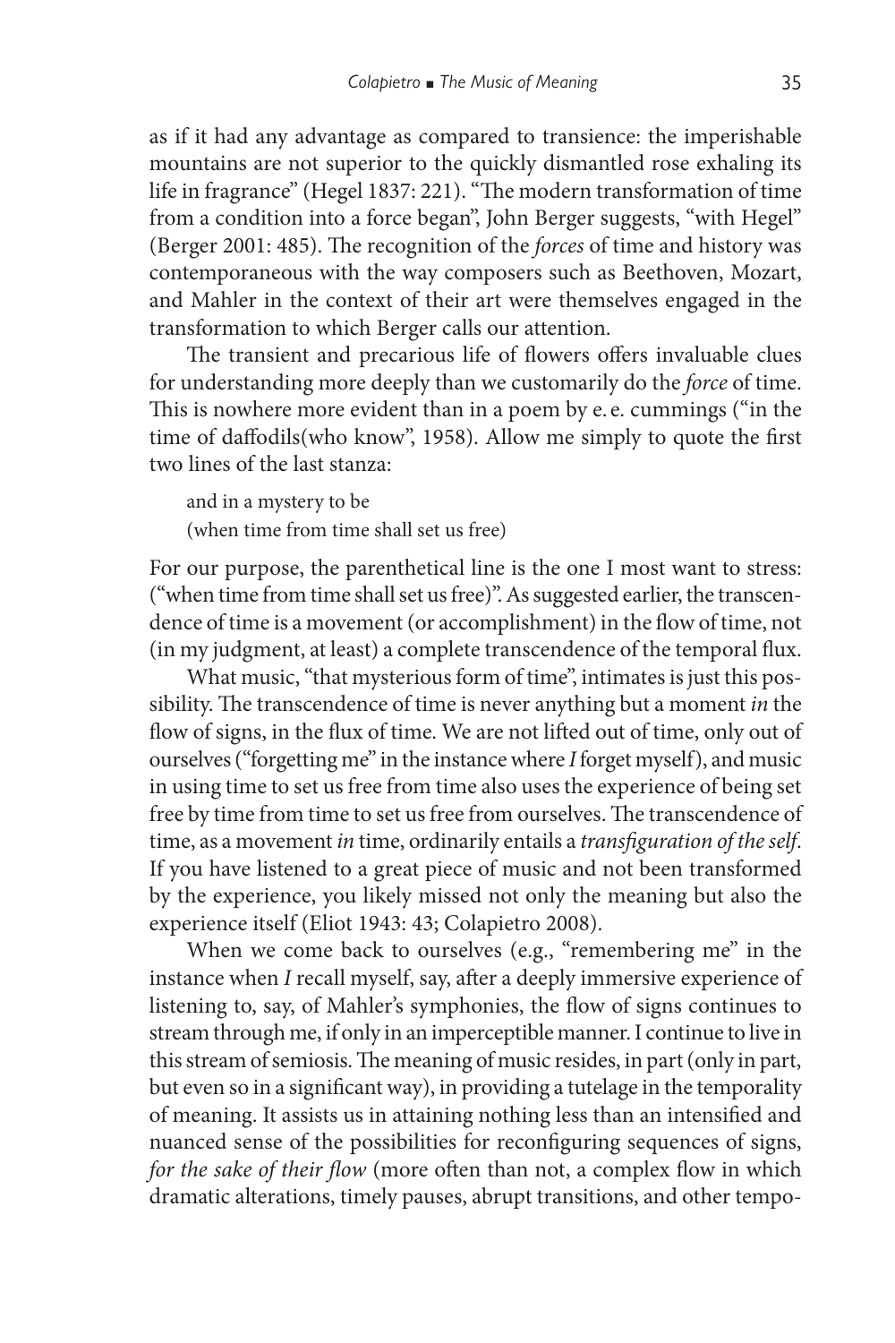as if it had any advantage as compared to transience: the imperishable mountains are not superior to the quickly dismantled rose exhaling its life in fragrance" (Hegel 1837: 221). "The modern transformation of time from a condition into a force began", John Berger suggests, "with Hegel" (Berger 2001: 485). The recognition of the *forces* of time and history was contemporaneous with the way composers such as Beethoven, Mozart, and Mahler in the context of their art were themselves engaged in the transformation to which Berger calls our attention.

The transient and precarious life of flowers offers invaluable clues for understanding more deeply than we customarily do the *force* of time. This is nowhere more evident than in a poem by e. e. cummings ("in the time of daffodils(who know", 1958). Allow me simply to quote the first two lines of the last stanza:

> and in a mystery to be
> (when time from time shall set us free)

For our purpose, the parenthetical line is the one I most want to stress: ("when time from time shall set us free)". As suggested earlier, the transcendence of time is a movement (or accomplishment) in the flow of time, not (in my judgment, at least) a complete transcendence of the temporal flux.

What music, "that mysterious form of time", intimates is just this possibility. The transcendence of time is never anything but a moment *in* the flow of signs, in the flux of time. We are not lifted out of time, only out of ourselves ("forgetting me" in the instance where *I* forget myself), and music in using time to set us free from time also uses the experience of being set free by time from time to set us free from ourselves. The transcendence of time, as a movement *in* time, ordinarily entails a *transfiguration of the self*. If you have listened to a great piece of music and not been transformed by the experience, you likely missed not only the meaning but also the experience itself (Eliot 1943: 43; Colapietro 2008).

When we come back to ourselves (e.g., "remembering me" in the instance when *I* recall myself, say, after a deeply immersive experience of listening to, say, of Mahler's symphonies, the flow of signs continues to stream through me, if only in an imperceptible manner. I continue to live in this stream of semiosis. The meaning of music resides, in part (only in part, but even so in a significant way), in providing a tutelage in the temporality of meaning. It assists us in attaining nothing less than an intensified and nuanced sense of the possibilities for reconfiguring sequences of signs, *for the sake of their flow* (more often than not, a complex flow in which dramatic alterations, timely pauses, abrupt transitions, and other tempo-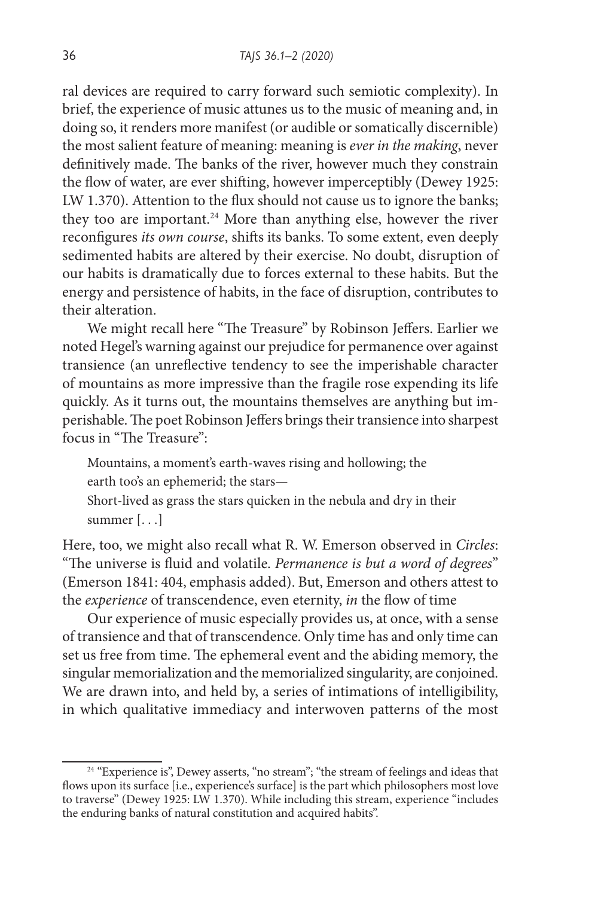ral devices are required to carry forward such semiotic complexity). In brief, the experience of music attunes us to the music of meaning and, in doing so, it renders more manifest (or audible or somatically discernible) the most salient feature of meaning: meaning is *ever in the making*, never definitively made. The banks of the river, however much they constrain the flow of water, are ever shifting, however imperceptibly (Dewey 1925: LW 1.370). Attention to the flux should not cause us to ignore the banks; they too are important.[24] More than anything else, however the river reconfigures *its own course*, shifts its banks. To some extent, even deeply sedimented habits are altered by their exercise. No doubt, disruption of our habits is dramatically due to forces external to these habits. But the energy and persistence of habits, in the face of disruption, contributes to their alteration.

We might recall here "The Treasure" by Robinson Jeffers. Earlier we noted Hegel's warning against our prejudice for permanence over against transience (an unreflective tendency to see the imperishable character of mountains as more impressive than the fragile rose expending its life quickly. As it turns out, the mountains themselves are anything but imperishable. The poet Robinson Jeffers brings their transience into sharpest focus in "The Treasure":

> Mountains, a moment's earth-waves rising and hollowing; the
> earth too's an ephemerid; the stars—
> Short-lived as grass the stars quicken in the nebula and dry in their
> summer [. . .]

Here, too, we might also recall what R. W. Emerson observed in *Circles*: "The universe is fluid and volatile. *Permanence is but a word of degrees*" (Emerson 1841: 404, emphasis added). But, Emerson and others attest to the *experience* of transcendence, even eternity, *in* the flow of time

Our experience of music especially provides us, at once, with a sense of transience and that of transcendence. Only time has and only time can set us free from time. The ephemeral event and the abiding memory, the singular memorialization and the memorialized singularity, are conjoined. We are drawn into, and held by, a series of intimations of intelligibility, in which qualitative immediacy and interwoven patterns of the most

---

[24] "Experience is", Dewey asserts, "no stream"; "the stream of feelings and ideas that flows upon its surface [i.e., experience's surface] is the part which philosophers most love to traverse" (Dewey 1925: LW 1.370). While including this stream, experience "includes the enduring banks of natural constitution and acquired habits".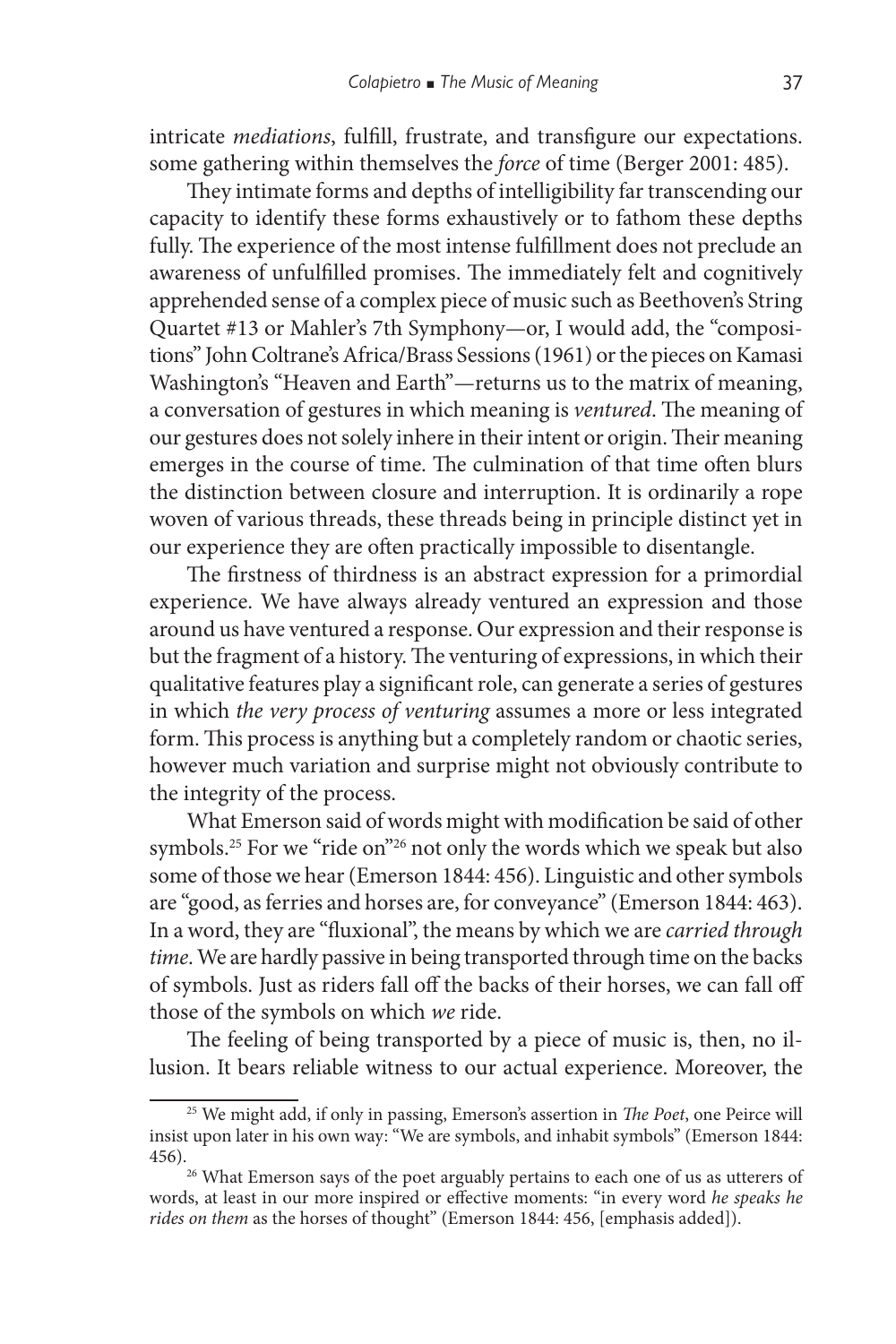intricate *mediations*, fulfill, frustrate, and transfigure our expectations. some gathering within themselves the *force* of time (Berger 2001: 485).

They intimate forms and depths of intelligibility far transcending our capacity to identify these forms exhaustively or to fathom these depths fully. The experience of the most intense fulfillment does not preclude an awareness of unfulfilled promises. The immediately felt and cognitively apprehended sense of a complex piece of music such as Beethoven's String Quartet #13 or Mahler's 7th Symphony—or, I would add, the "compositions" John Coltrane's Africa/Brass Sessions (1961) or the pieces on Kamasi Washington's "Heaven and Earth"—returns us to the matrix of meaning, a conversation of gestures in which meaning is *ventured*. The meaning of our gestures does not solely inhere in their intent or origin. Their meaning emerges in the course of time. The culmination of that time often blurs the distinction between closure and interruption. It is ordinarily a rope woven of various threads, these threads being in principle distinct yet in our experience they are often practically impossible to disentangle.

The firstness of thirdness is an abstract expression for a primordial experience. We have always already ventured an expression and those around us have ventured a response. Our expression and their response is but the fragment of a history. The venturing of expressions, in which their qualitative features play a significant role, can generate a series of gestures in which *the very process of venturing* assumes a more or less integrated form. This process is anything but a completely random or chaotic series, however much variation and surprise might not obviously contribute to the integrity of the process.

What Emerson said of words might with modification be said of other symbols.[25] For we "ride on"[26] not only the words which we speak but also some of those we hear (Emerson 1844: 456). Linguistic and other symbols are "good, as ferries and horses are, for conveyance" (Emerson 1844: 463). In a word, they are "fluxional", the means by which we are *carried through time*. We are hardly passive in being transported through time on the backs of symbols. Just as riders fall off the backs of their horses, we can fall off those of the symbols on which *we* ride.

The feeling of being transported by a piece of music is, then, no illusion. It bears reliable witness to our actual experience. Moreover, the

---

[25] We might add, if only in passing, Emerson's assertion in *The Poet*, one Peirce will insist upon later in his own way: "We are symbols, and inhabit symbols" (Emerson 1844: 456).

[26] What Emerson says of the poet arguably pertains to each one of us as utterers of words, at least in our more inspired or effective moments: "in every word *he speaks he rides on them* as the horses of thought" (Emerson 1844: 456, [emphasis added]).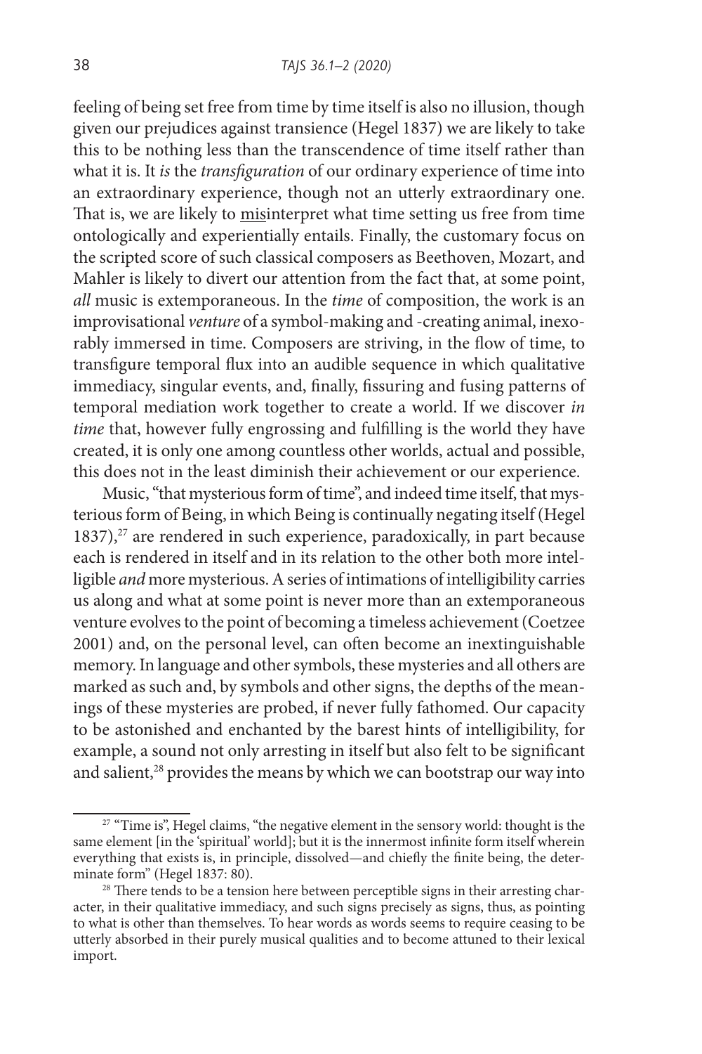feeling of being set free from time by time itself is also no illusion, though given our prejudices against transience (Hegel 1837) we are likely to take this to be nothing less than the transcendence of time itself rather than what it is. It *is* the *transfiguration* of our ordinary experience of time into an extraordinary experience, though not an utterly extraordinary one. That is, we are likely to misinterpret what time setting us free from time ontologically and experientially entails. Finally, the customary focus on the scripted score of such classical composers as Beethoven, Mozart, and Mahler is likely to divert our attention from the fact that, at some point, *all* music is extemporaneous. In the *time* of composition, the work is an improvisational *venture* of a symbol-making and -creating animal, inexorably immersed in time. Composers are striving, in the flow of time, to transfigure temporal flux into an audible sequence in which qualitative immediacy, singular events, and, finally, fissuring and fusing patterns of temporal mediation work together to create a world. If we discover *in time* that, however fully engrossing and fulfilling is the world they have created, it is only one among countless other worlds, actual and possible, this does not in the least diminish their achievement or our experience.

Music, "that mysterious form of time", and indeed time itself, that mysterious form of Being, in which Being is continually negating itself (Hegel 1837),[27] are rendered in such experience, paradoxically, in part because each is rendered in itself and in its relation to the other both more intelligible *and* more mysterious. A series of intimations of intelligibility carries us along and what at some point is never more than an extemporaneous venture evolves to the point of becoming a timeless achievement (Coetzee 2001) and, on the personal level, can often become an inextinguishable memory. In language and other symbols, these mysteries and all others are marked as such and, by symbols and other signs, the depths of the meanings of these mysteries are probed, if never fully fathomed. Our capacity to be astonished and enchanted by the barest hints of intelligibility, for example, a sound not only arresting in itself but also felt to be significant and salient,[28] provides the means by which we can bootstrap our way into

---

[27] "Time is", Hegel claims, "the negative element in the sensory world: thought is the same element [in the 'spiritual' world]; but it is the innermost infinite form itself wherein everything that exists is, in principle, dissolved—and chiefly the finite being, the determinate form" (Hegel 1837: 80).

[28] There tends to be a tension here between perceptible signs in their arresting character, in their qualitative immediacy, and such signs precisely as signs, thus, as pointing to what is other than themselves. To hear words as words seems to require ceasing to be utterly absorbed in their purely musical qualities and to become attuned to their lexical import.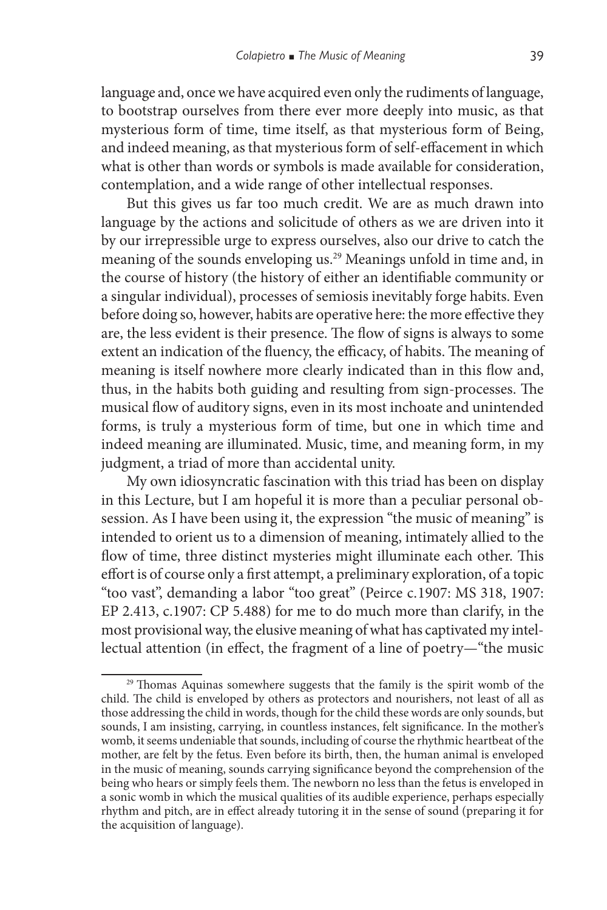language and, once we have acquired even only the rudiments of language, to bootstrap ourselves from there ever more deeply into music, as that mysterious form of time, time itself, as that mysterious form of Being, and indeed meaning, as that mysterious form of self-effacement in which what is other than words or symbols is made available for consideration, contemplation, and a wide range of other intellectual responses.

But this gives us far too much credit. We are as much drawn into language by the actions and solicitude of others as we are driven into it by our irrepressible urge to express ourselves, also our drive to catch the meaning of the sounds enveloping us.[29] Meanings unfold in time and, in the course of history (the history of either an identifiable community or a singular individual), processes of semiosis inevitably forge habits. Even before doing so, however, habits are operative here: the more effective they are, the less evident is their presence. The flow of signs is always to some extent an indication of the fluency, the efficacy, of habits. The meaning of meaning is itself nowhere more clearly indicated than in this flow and, thus, in the habits both guiding and resulting from sign-processes. The musical flow of auditory signs, even in its most inchoate and unintended forms, is truly a mysterious form of time, but one in which time and indeed meaning are illuminated. Music, time, and meaning form, in my judgment, a triad of more than accidental unity.

My own idiosyncratic fascination with this triad has been on display in this Lecture, but I am hopeful it is more than a peculiar personal obsession. As I have been using it, the expression "the music of meaning" is intended to orient us to a dimension of meaning, intimately allied to the flow of time, three distinct mysteries might illuminate each other. This effort is of course only a first attempt, a preliminary exploration, of a topic "too vast", demanding a labor "too great" (Peirce c.1907: MS 318, 1907: EP 2.413, c.1907: CP 5.488) for me to do much more than clarify, in the most provisional way, the elusive meaning of what has captivated my intellectual attention (in effect, the fragment of a line of poetry—"the music

[29] Thomas Aquinas somewhere suggests that the family is the spirit womb of the child. The child is enveloped by others as protectors and nourishers, not least of all as those addressing the child in words, though for the child these words are only sounds, but sounds, I am insisting, carrying, in countless instances, felt significance. In the mother's womb, it seems undeniable that sounds, including of course the rhythmic heartbeat of the mother, are felt by the fetus. Even before its birth, then, the human animal is enveloped in the music of meaning, sounds carrying significance beyond the comprehension of the being who hears or simply feels them. The newborn no less than the fetus is enveloped in a sonic womb in which the musical qualities of its audible experience, perhaps especially rhythm and pitch, are in effect already tutoring it in the sense of sound (preparing it for the acquisition of language).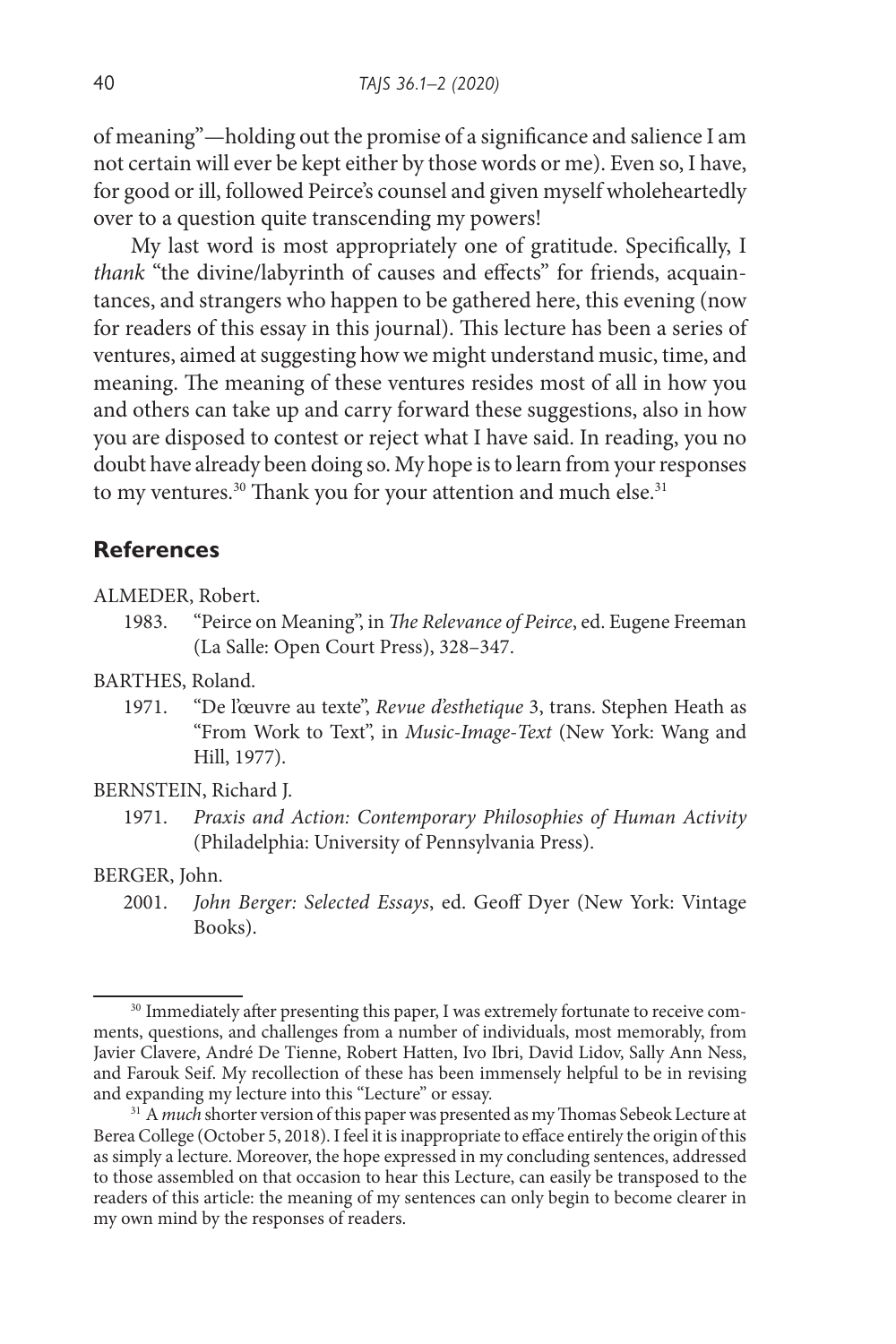of meaning"—holding out the promise of a significance and salience I am not certain will ever be kept either by those words or me). Even so, I have, for good or ill, followed Peirce's counsel and given myself wholeheartedly over to a question quite transcending my powers!

My last word is most appropriately one of gratitude. Specifically, I *thank* "the divine/labyrinth of causes and effects" for friends, acquaintances, and strangers who happen to be gathered here, this evening (now for readers of this essay in this journal). This lecture has been a series of ventures, aimed at suggesting how we might understand music, time, and meaning. The meaning of these ventures resides most of all in how you and others can take up and carry forward these suggestions, also in how you are disposed to contest or reject what I have said. In reading, you no doubt have already been doing so. My hope is to learn from your responses to my ventures.[30] Thank you for your attention and much else.[31]

## References

ALMEDER, Robert.

1983. "Peirce on Meaning", in *The Relevance of Peirce*, ed. Eugene Freeman (La Salle: Open Court Press), 328–347.

BARTHES, Roland.

1971. "De l'œuvre au texte", *Revue d'esthetique* 3, trans. Stephen Heath as "From Work to Text", in *Music-Image-Text* (New York: Wang and Hill, 1977).

BERNSTEIN, Richard J.

1971. *Praxis and Action: Contemporary Philosophies of Human Activity* (Philadelphia: University of Pennsylvania Press).

BERGER, John.

2001. *John Berger: Selected Essays*, ed. Geoff Dyer (New York: Vintage Books).

[30] Immediately after presenting this paper, I was extremely fortunate to receive comments, questions, and challenges from a number of individuals, most memorably, from Javier Clavere, André De Tienne, Robert Hatten, Ivo Ibri, David Lidov, Sally Ann Ness, and Farouk Seif. My recollection of these has been immensely helpful to be in revising and expanding my lecture into this "Lecture" or essay.

[31] A *much* shorter version of this paper was presented as my Thomas Sebeok Lecture at Berea College (October 5, 2018). I feel it is inappropriate to efface entirely the origin of this as simply a lecture. Moreover, the hope expressed in my concluding sentences, addressed to those assembled on that occasion to hear this Lecture, can easily be transposed to the readers of this article: the meaning of my sentences can only begin to become clearer in my own mind by the responses of readers.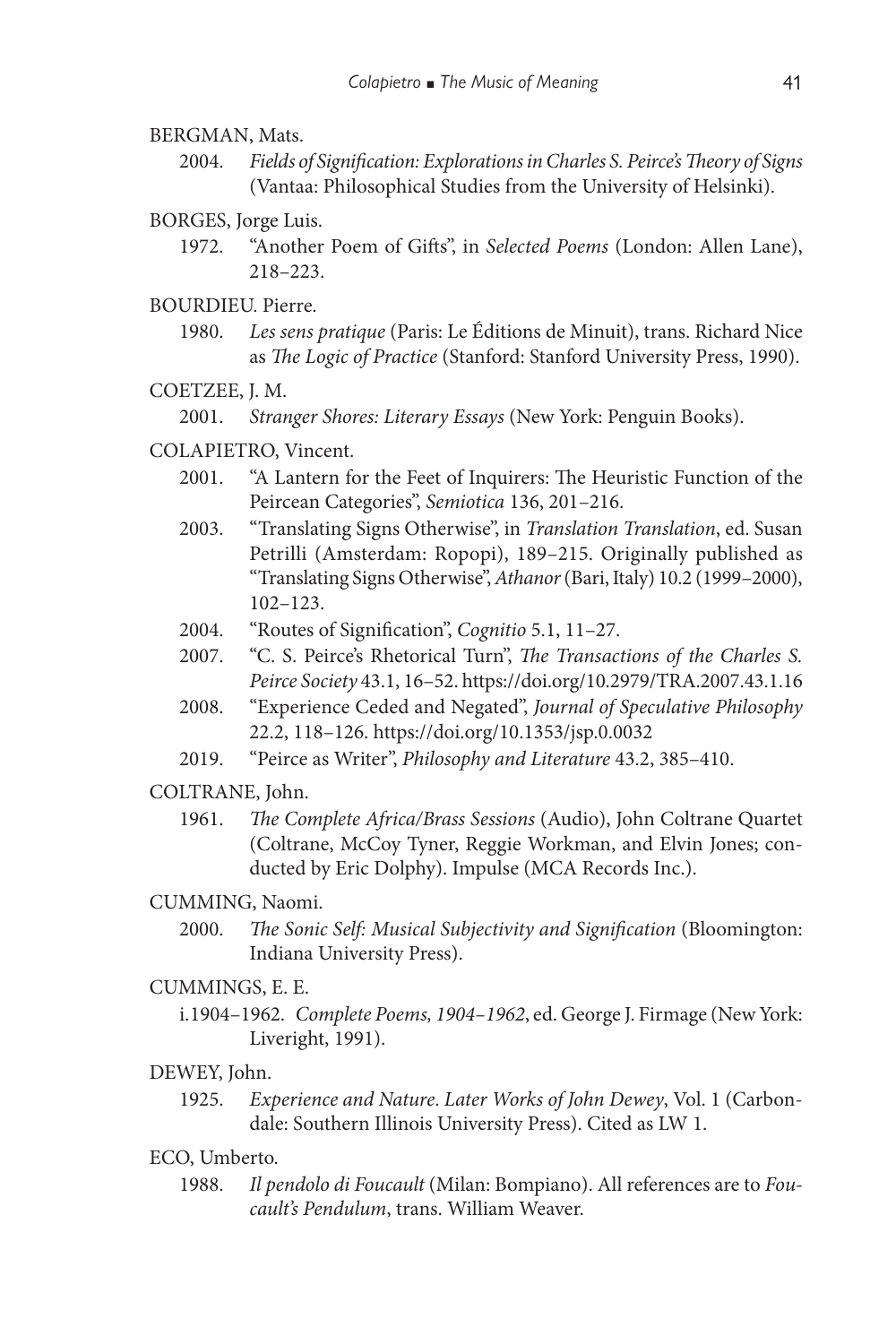BERGMAN, Mats.

2004. *Fields of Signification: Explorations in Charles S. Peirce's Theory of Signs* (Vantaa: Philosophical Studies from the University of Helsinki).

BORGES, Jorge Luis.

1972. "Another Poem of Gifts", in *Selected Poems* (London: Allen Lane), 218–223.

BOURDIEU. Pierre.

1980. *Les sens pratique* (Paris: Le Éditions de Minuit), trans. Richard Nice as *The Logic of Practice* (Stanford: Stanford University Press, 1990).

COETZEE, J. M.

2001. *Stranger Shores: Literary Essays* (New York: Penguin Books).

COLAPIETRO, Vincent.

2001. "A Lantern for the Feet of Inquirers: The Heuristic Function of the Peircean Categories", *Semiotica* 136, 201–216.

2003. "Translating Signs Otherwise", in *Translation Translation*, ed. Susan Petrilli (Amsterdam: Ropopi), 189–215. Originally published as "Translating Signs Otherwise", *Athanor* (Bari, Italy) 10.2 (1999–2000), 102–123.

2004. "Routes of Signification", *Cognitio* 5.1, 11–27.

2007. "C. S. Peirce's Rhetorical Turn", *The Transactions of the Charles S. Peirce Society* 43.1, 16–52. https://doi.org/10.2979/TRA.2007.43.1.16

2008. "Experience Ceded and Negated", *Journal of Speculative Philosophy* 22.2, 118–126. https://doi.org/10.1353/jsp.0.0032

2019. "Peirce as Writer", *Philosophy and Literature* 43.2, 385–410.

COLTRANE, John.

1961. *The Complete Africa/Brass Sessions* (Audio), John Coltrane Quartet (Coltrane, McCoy Tyner, Reggie Workman, and Elvin Jones; conducted by Eric Dolphy). Impulse (MCA Records Inc.).

CUMMING, Naomi.

2000. *The Sonic Self: Musical Subjectivity and Signification* (Bloomington: Indiana University Press).

CUMMINGS, E. E.

i.1904–1962. *Complete Poems, 1904–1962*, ed. George J. Firmage (New York: Liveright, 1991).

DEWEY, John.

1925. *Experience and Nature*. *Later Works of John Dewey*, Vol. 1 (Carbondale: Southern Illinois University Press). Cited as LW 1.

ECO, Umberto.

1988. *Il pendolo di Foucault* (Milan: Bompiano). All references are to *Foucault's Pendulum*, trans. William Weaver.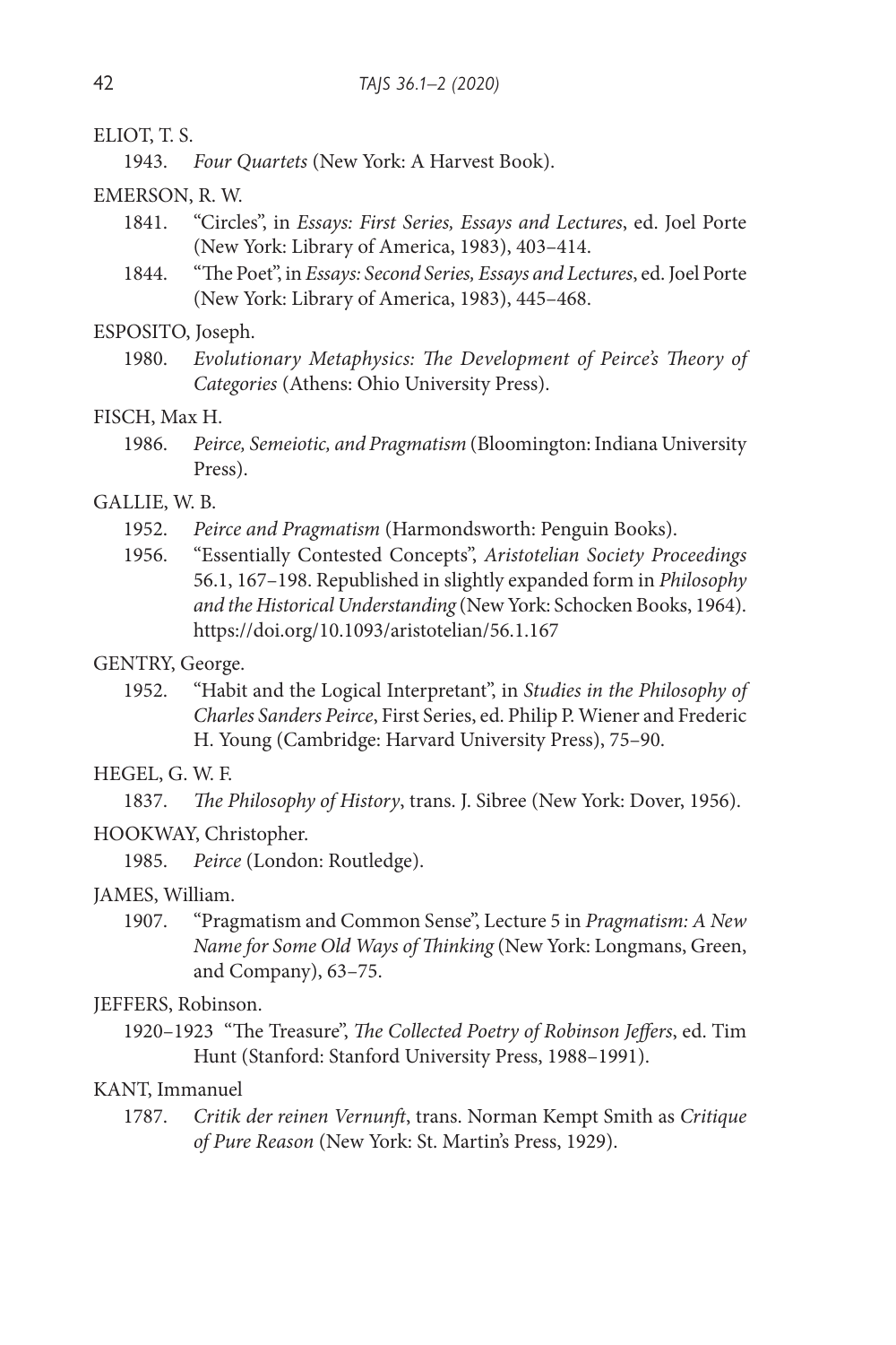ELIOT, T. S.

1943. *Four Quartets* (New York: A Harvest Book).

EMERSON, R. W.

1841. "Circles", in *Essays: First Series, Essays and Lectures*, ed. Joel Porte (New York: Library of America, 1983), 403–414.

1844. "The Poet", in *Essays: Second Series, Essays and Lectures*, ed. Joel Porte (New York: Library of America, 1983), 445–468.

ESPOSITO, Joseph.

1980. *Evolutionary Metaphysics: The Development of Peirce's Theory of Categories* (Athens: Ohio University Press).

FISCH, Max H.

1986. *Peirce, Semeiotic, and Pragmatism* (Bloomington: Indiana University Press).

GALLIE, W. B.

1952. *Peirce and Pragmatism* (Harmondsworth: Penguin Books).

1956. "Essentially Contested Concepts", *Aristotelian Society Proceedings* 56.1, 167–198. Republished in slightly expanded form in *Philosophy and the Historical Understanding* (New York: Schocken Books, 1964). https://doi.org/10.1093/aristotelian/56.1.167

GENTRY, George.

1952. "Habit and the Logical Interpretant", in *Studies in the Philosophy of Charles Sanders Peirce*, First Series, ed. Philip P. Wiener and Frederic H. Young (Cambridge: Harvard University Press), 75–90.

HEGEL, G. W. F.

1837. *The Philosophy of History*, trans. J. Sibree (New York: Dover, 1956).

HOOKWAY, Christopher.

1985. *Peirce* (London: Routledge).

JAMES, William.

1907. "Pragmatism and Common Sense", Lecture 5 in *Pragmatism: A New Name for Some Old Ways of Thinking* (New York: Longmans, Green, and Company), 63–75.

JEFFERS, Robinson.

1920–1923 "The Treasure", *The Collected Poetry of Robinson Jeffers*, ed. Tim Hunt (Stanford: Stanford University Press, 1988–1991).

KANT, Immanuel

1787. *Critik der reinen Vernunft*, trans. Norman Kempt Smith as *Critique of Pure Reason* (New York: St. Martin's Press, 1929).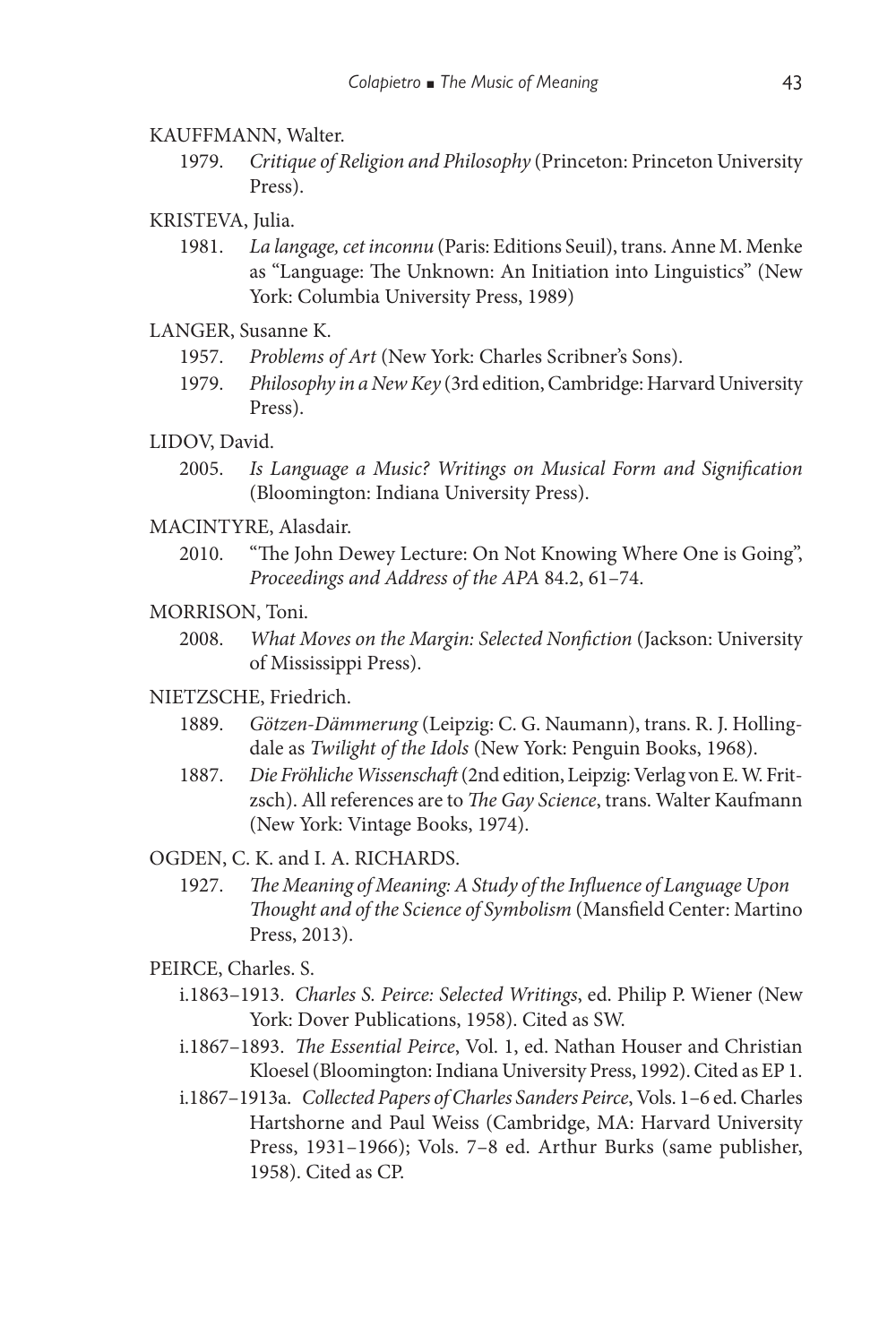KAUFFMANN, Walter.

1979. *Critique of Religion and Philosophy* (Princeton: Princeton University Press).

KRISTEVA, Julia.

1981. *La langage, cet inconnu* (Paris: Editions Seuil), trans. Anne M. Menke as "Language: The Unknown: An Initiation into Linguistics" (New York: Columbia University Press, 1989)

LANGER, Susanne K.

1957. *Problems of Art* (New York: Charles Scribner's Sons).

1979. *Philosophy in a New Key* (3rd edition, Cambridge: Harvard University Press).

LIDOV, David.

2005. *Is Language a Music? Writings on Musical Form and Signification* (Bloomington: Indiana University Press).

MACINTYRE, Alasdair.

2010. "The John Dewey Lecture: On Not Knowing Where One is Going", *Proceedings and Address of the APA* 84.2, 61–74.

MORRISON, Toni.

2008. *What Moves on the Margin: Selected Nonfiction* (Jackson: University of Mississippi Press).

NIETZSCHE, Friedrich.

1889. *Götzen-Dämmerung* (Leipzig: C. G. Naumann), trans. R. J. Hollingdale as *Twilight of the Idols* (New York: Penguin Books, 1968).

1887. *Die Fröhliche Wissenschaft* (2nd edition, Leipzig: Verlag von E. W. Fritzsch). All references are to *The Gay Science*, trans. Walter Kaufmann (New York: Vintage Books, 1974).

OGDEN, C. K. and I. A. RICHARDS.

1927. *The Meaning of Meaning: A Study of the Influence of Language Upon Thought and of the Science of Symbolism* (Mansfield Center: Martino Press, 2013).

PEIRCE, Charles. S.

i.1863–1913. *Charles S. Peirce: Selected Writings*, ed. Philip P. Wiener (New York: Dover Publications, 1958). Cited as SW.

i.1867–1893. *The Essential Peirce*, Vol. 1, ed. Nathan Houser and Christian Kloesel (Bloomington: Indiana University Press, 1992). Cited as EP 1.

i.1867–1913a. *Collected Papers of Charles Sanders Peirce*, Vols. 1–6 ed. Charles Hartshorne and Paul Weiss (Cambridge, MA: Harvard University Press, 1931–1966); Vols. 7–8 ed. Arthur Burks (same publisher, 1958). Cited as CP.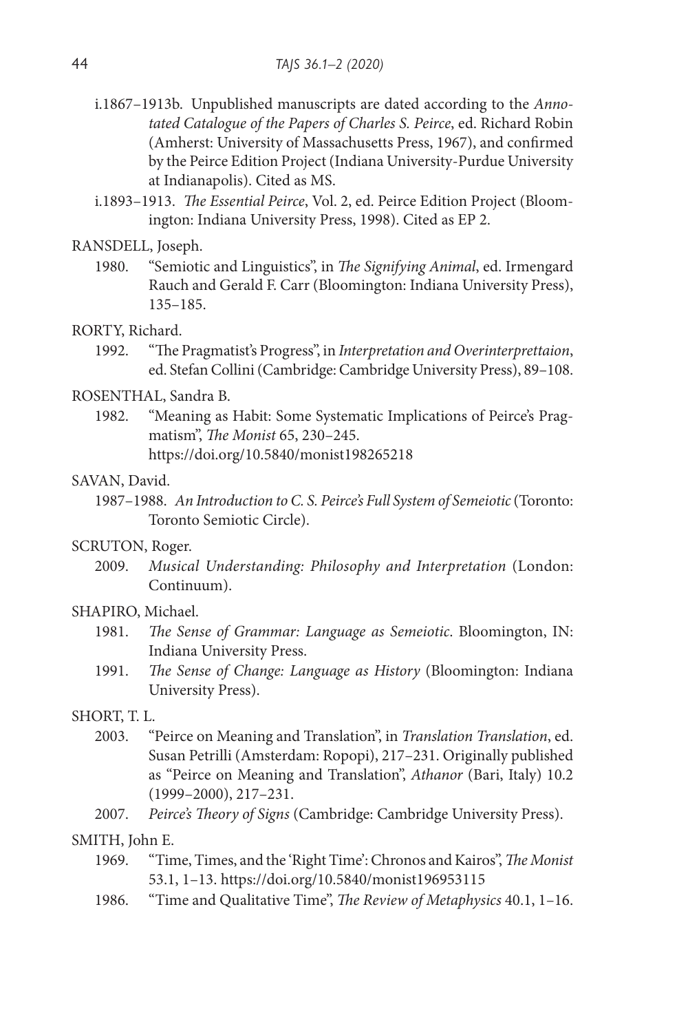i.1867–1913b. Unpublished manuscripts are dated according to the *Annotated Catalogue of the Papers of Charles S. Peirce*, ed. Richard Robin (Amherst: University of Massachusetts Press, 1967), and confirmed by the Peirce Edition Project (Indiana University-Purdue University at Indianapolis). Cited as MS.

i.1893–1913. *The Essential Peirce*, Vol. 2, ed. Peirce Edition Project (Bloomington: Indiana University Press, 1998). Cited as EP 2.

RANSDELL, Joseph.

1980. "Semiotic and Linguistics", in *The Signifying Animal*, ed. Irmengard Rauch and Gerald F. Carr (Bloomington: Indiana University Press), 135–185.

RORTY, Richard.

1992. "The Pragmatist's Progress", in *Interpretation and Overinterprettaion*, ed. Stefan Collini (Cambridge: Cambridge University Press), 89–108.

ROSENTHAL, Sandra B.

1982. "Meaning as Habit: Some Systematic Implications of Peirce's Pragmatism", *The Monist* 65, 230–245. https://doi.org/10.5840/monist198265218

SAVAN, David.

1987–1988. *An Introduction to C. S. Peirce's Full System of Semeiotic* (Toronto: Toronto Semiotic Circle).

SCRUTON, Roger.

2009. *Musical Understanding: Philosophy and Interpretation* (London: Continuum).

SHAPIRO, Michael.

1981. *The Sense of Grammar: Language as Semeiotic*. Bloomington, IN: Indiana University Press.

1991. *The Sense of Change: Language as History* (Bloomington: Indiana University Press).

SHORT, T. L.

2003. "Peirce on Meaning and Translation", in *Translation Translation*, ed. Susan Petrilli (Amsterdam: Ropopi), 217–231. Originally published as "Peirce on Meaning and Translation", *Athanor* (Bari, Italy) 10.2 (1999–2000), 217–231.

2007. *Peirce's Theory of Signs* (Cambridge: Cambridge University Press).

SMITH, John E.

1969. "Time, Times, and the 'Right Time': Chronos and Kairos", *The Monist* 53.1, 1–13. https://doi.org/10.5840/monist196953115

1986. "Time and Qualitative Time", *The Review of Metaphysics* 40.1, 1–16.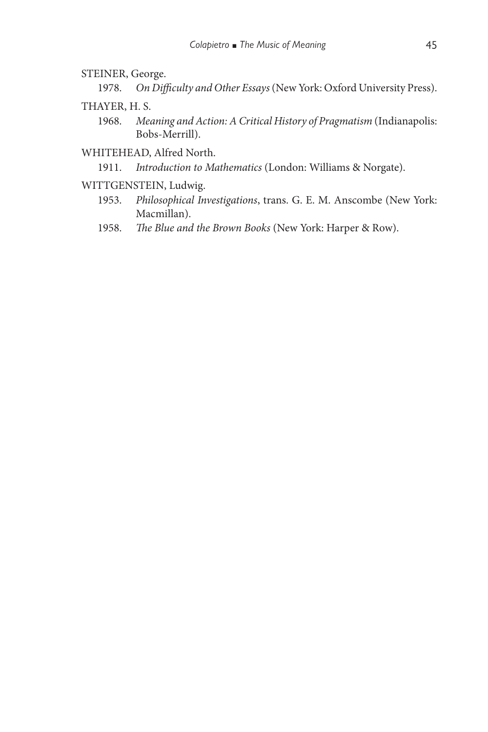STEINER, George.

1978. *On Difficulty and Other Essays* (New York: Oxford University Press).

THAYER, H. S.

1968. *Meaning and Action: A Critical History of Pragmatism* (Indianapolis: Bobs-Merrill).

WHITEHEAD, Alfred North.

1911. *Introduction to Mathematics* (London: Williams & Norgate).

WITTGENSTEIN, Ludwig.

1953. *Philosophical Investigations*, trans. G. E. M. Anscombe (New York: Macmillan).

1958. *The Blue and the Brown Books* (New York: Harper & Row).